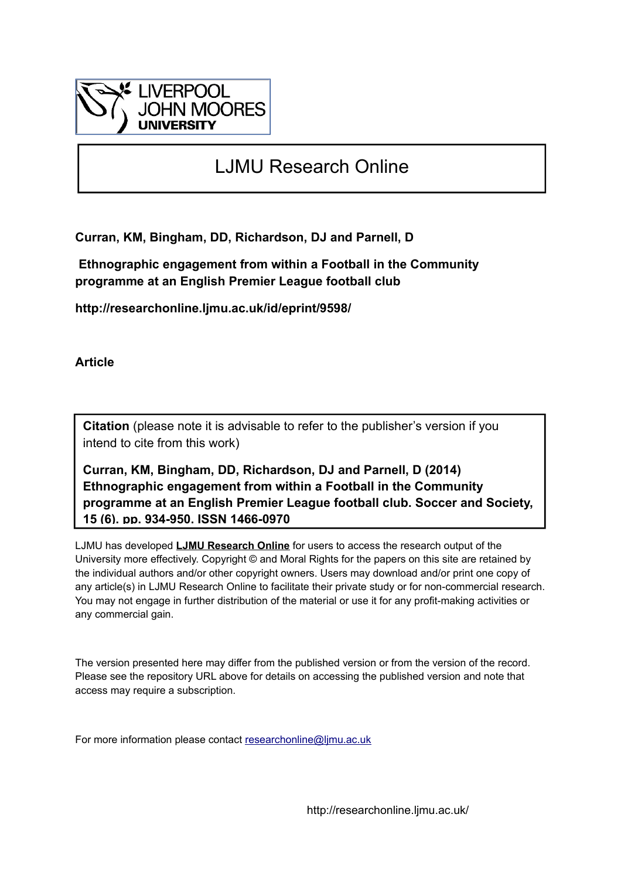LIVERPOOL JOHN MOORES UNIVERSITY

# LJMU Research Online

**Curran, KM, Bingham, DD, Richardson, DJ and Parnell, D**

**Ethnographic engagement from within a Football in the Community programme at an English Premier League football club**

**http://researchonline.ljmu.ac.uk/id/eprint/9598/**

**Article**

**Citation** (please note it is advisable to refer to the publisher's version if you intend to cite from this work)

**Curran, KM, Bingham, DD, Richardson, DJ and Parnell, D (2014) Ethnographic engagement from within a Football in the Community programme at an English Premier League football club. Soccer and Society, 15 (6). pp. 934-950. ISSN 1466-0970**

LJMU has developed **LJMU Research Online** for users to access the research output of the University more effectively. Copyright © and Moral Rights for the papers on this site are retained by the individual authors and/or other copyright owners. Users may download and/or print one copy of any article(s) in LJMU Research Online to facilitate their private study or for non-commercial research. You may not engage in further distribution of the material or use it for any profit-making activities or any commercial gain.

The version presented here may differ from the published version or from the version of the record. Please see the repository URL above for details on accessing the published version and note that access may require a subscription.

For more information please contact researchonline@ljmu.ac.uk

http://researchonline.ljmu.ac.uk/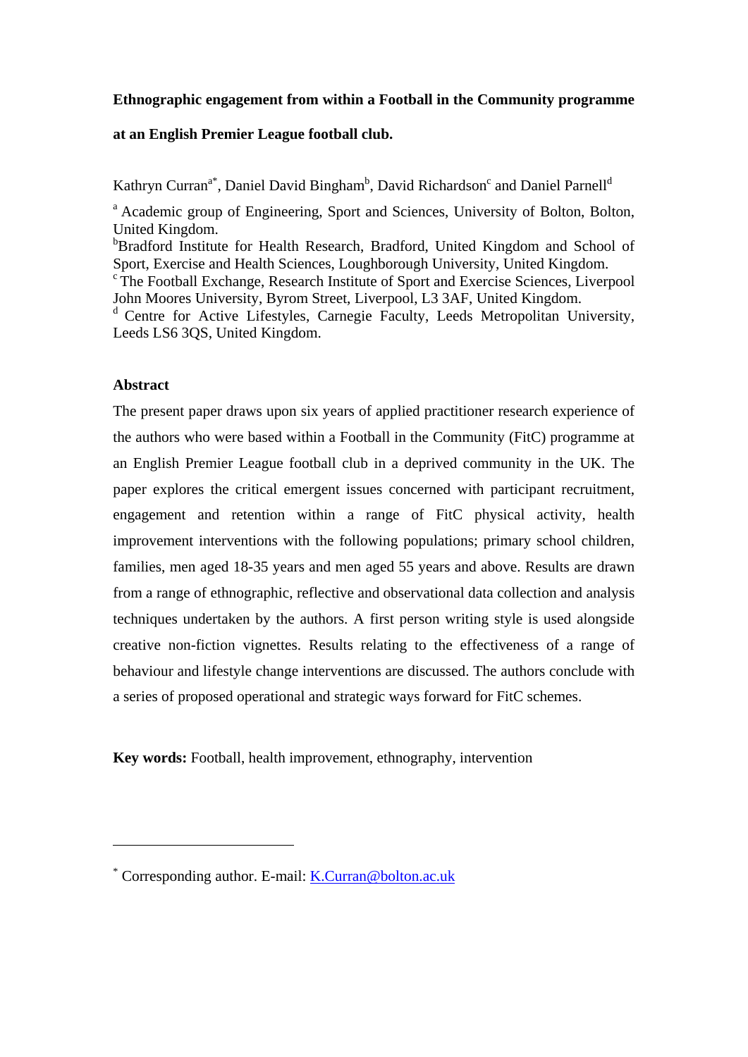**Ethnographic engagement from within a Football in the Community programme at an English Premier League football club.**

Kathryn Curran[a*], Daniel David Bingham[b], David Richardson[c] and Daniel Parnell[d]

[a] Academic group of Engineering, Sport and Sciences, University of Bolton, Bolton, United Kingdom.
[b]Bradford Institute for Health Research, Bradford, United Kingdom and School of Sport, Exercise and Health Sciences, Loughborough University, United Kingdom.
[c] The Football Exchange, Research Institute of Sport and Exercise Sciences, Liverpool John Moores University, Byrom Street, Liverpool, L3 3AF, United Kingdom.
[d] Centre for Active Lifestyles, Carnegie Faculty, Leeds Metropolitan University, Leeds LS6 3QS, United Kingdom.

**Abstract**

The present paper draws upon six years of applied practitioner research experience of the authors who were based within a Football in the Community (FitC) programme at an English Premier League football club in a deprived community in the UK. The paper explores the critical emergent issues concerned with participant recruitment, engagement and retention within a range of FitC physical activity, health improvement interventions with the following populations; primary school children, families, men aged 18-35 years and men aged 55 years and above. Results are drawn from a range of ethnographic, reflective and observational data collection and analysis techniques undertaken by the authors. A first person writing style is used alongside creative non-fiction vignettes. Results relating to the effectiveness of a range of behaviour and lifestyle change interventions are discussed. The authors conclude with a series of proposed operational and strategic ways forward for FitC schemes.

**Key words:** Football, health improvement, ethnography, intervention

[*] Corresponding author. E-mail: K.Curran@bolton.ac.uk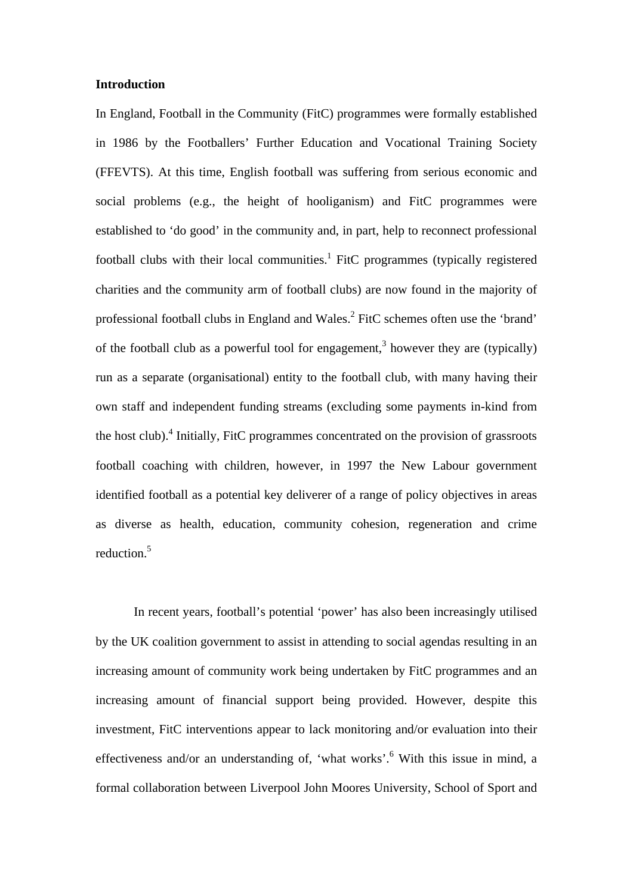**Introduction**

In England, Football in the Community (FitC) programmes were formally established in 1986 by the Footballers' Further Education and Vocational Training Society (FFEVTS). At this time, English football was suffering from serious economic and social problems (e.g., the height of hooliganism) and FitC programmes were established to 'do good' in the community and, in part, help to reconnect professional football clubs with their local communities.[1] FitC programmes (typically registered charities and the community arm of football clubs) are now found in the majority of professional football clubs in England and Wales.[2] FitC schemes often use the 'brand' of the football club as a powerful tool for engagement,[3] however they are (typically) run as a separate (organisational) entity to the football club, with many having their own staff and independent funding streams (excluding some payments in-kind from the host club).[4] Initially, FitC programmes concentrated on the provision of grassroots football coaching with children, however, in 1997 the New Labour government identified football as a potential key deliverer of a range of policy objectives in areas as diverse as health, education, community cohesion, regeneration and crime reduction.[5]

In recent years, football's potential 'power' has also been increasingly utilised by the UK coalition government to assist in attending to social agendas resulting in an increasing amount of community work being undertaken by FitC programmes and an increasing amount of financial support being provided. However, despite this investment, FitC interventions appear to lack monitoring and/or evaluation into their effectiveness and/or an understanding of, 'what works'.[6] With this issue in mind, a formal collaboration between Liverpool John Moores University, School of Sport and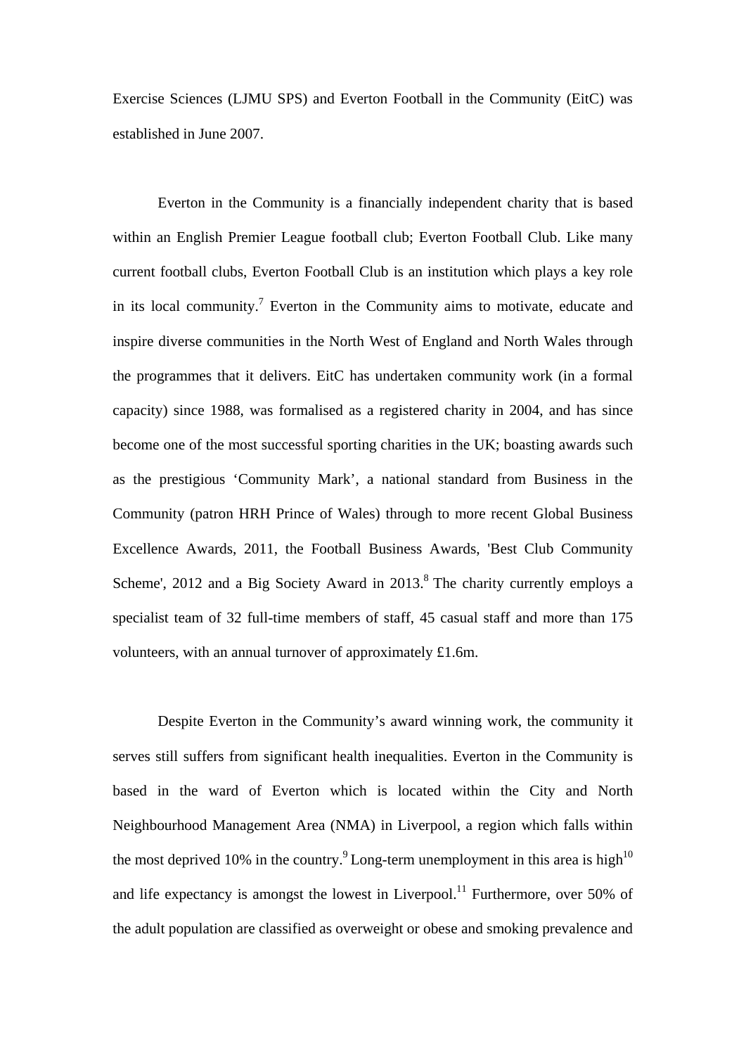Exercise Sciences (LJMU SPS) and Everton Football in the Community (EitC) was established in June 2007.

Everton in the Community is a financially independent charity that is based within an English Premier League football club; Everton Football Club. Like many current football clubs, Everton Football Club is an institution which plays a key role in its local community.[7] Everton in the Community aims to motivate, educate and inspire diverse communities in the North West of England and North Wales through the programmes that it delivers. EitC has undertaken community work (in a formal capacity) since 1988, was formalised as a registered charity in 2004, and has since become one of the most successful sporting charities in the UK; boasting awards such as the prestigious 'Community Mark', a national standard from Business in the Community (patron HRH Prince of Wales) through to more recent Global Business Excellence Awards, 2011, the Football Business Awards, 'Best Club Community Scheme', 2012 and a Big Society Award in 2013.[8] The charity currently employs a specialist team of 32 full-time members of staff, 45 casual staff and more than 175 volunteers, with an annual turnover of approximately £1.6m.

Despite Everton in the Community's award winning work, the community it serves still suffers from significant health inequalities. Everton in the Community is based in the ward of Everton which is located within the City and North Neighbourhood Management Area (NMA) in Liverpool, a region which falls within the most deprived 10% in the country.[9] Long-term unemployment in this area is high[10] and life expectancy is amongst the lowest in Liverpool.[11] Furthermore, over 50% of the adult population are classified as overweight or obese and smoking prevalence and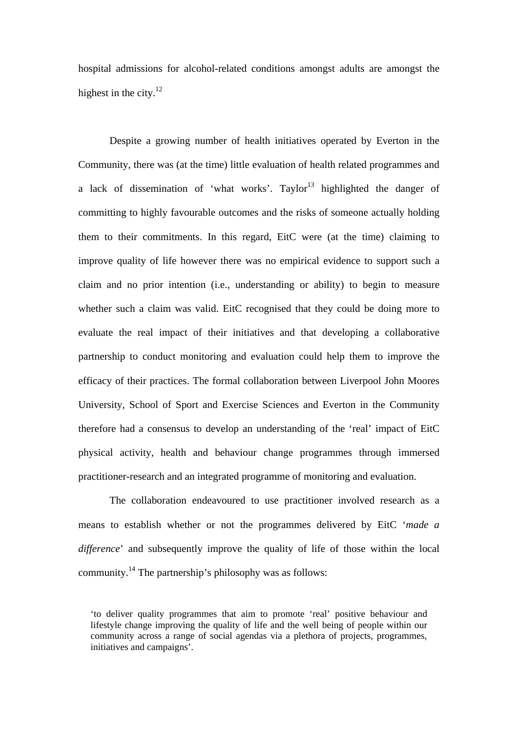hospital admissions for alcohol-related conditions amongst adults are amongst the highest in the city.[12]

Despite a growing number of health initiatives operated by Everton in the Community, there was (at the time) little evaluation of health related programmes and a lack of dissemination of 'what works'. Taylor[13] highlighted the danger of committing to highly favourable outcomes and the risks of someone actually holding them to their commitments. In this regard, EitC were (at the time) claiming to improve quality of life however there was no empirical evidence to support such a claim and no prior intention (i.e., understanding or ability) to begin to measure whether such a claim was valid. EitC recognised that they could be doing more to evaluate the real impact of their initiatives and that developing a collaborative partnership to conduct monitoring and evaluation could help them to improve the efficacy of their practices. The formal collaboration between Liverpool John Moores University, School of Sport and Exercise Sciences and Everton in the Community therefore had a consensus to develop an understanding of the 'real' impact of EitC physical activity, health and behaviour change programmes through immersed practitioner-research and an integrated programme of monitoring and evaluation.

The collaboration endeavoured to use practitioner involved research as a means to establish whether or not the programmes delivered by EitC '*made a difference*' and subsequently improve the quality of life of those within the local community.[14] The partnership's philosophy was as follows:

> 'to deliver quality programmes that aim to promote 'real' positive behaviour and lifestyle change improving the quality of life and the well being of people within our community across a range of social agendas via a plethora of projects, programmes, initiatives and campaigns'.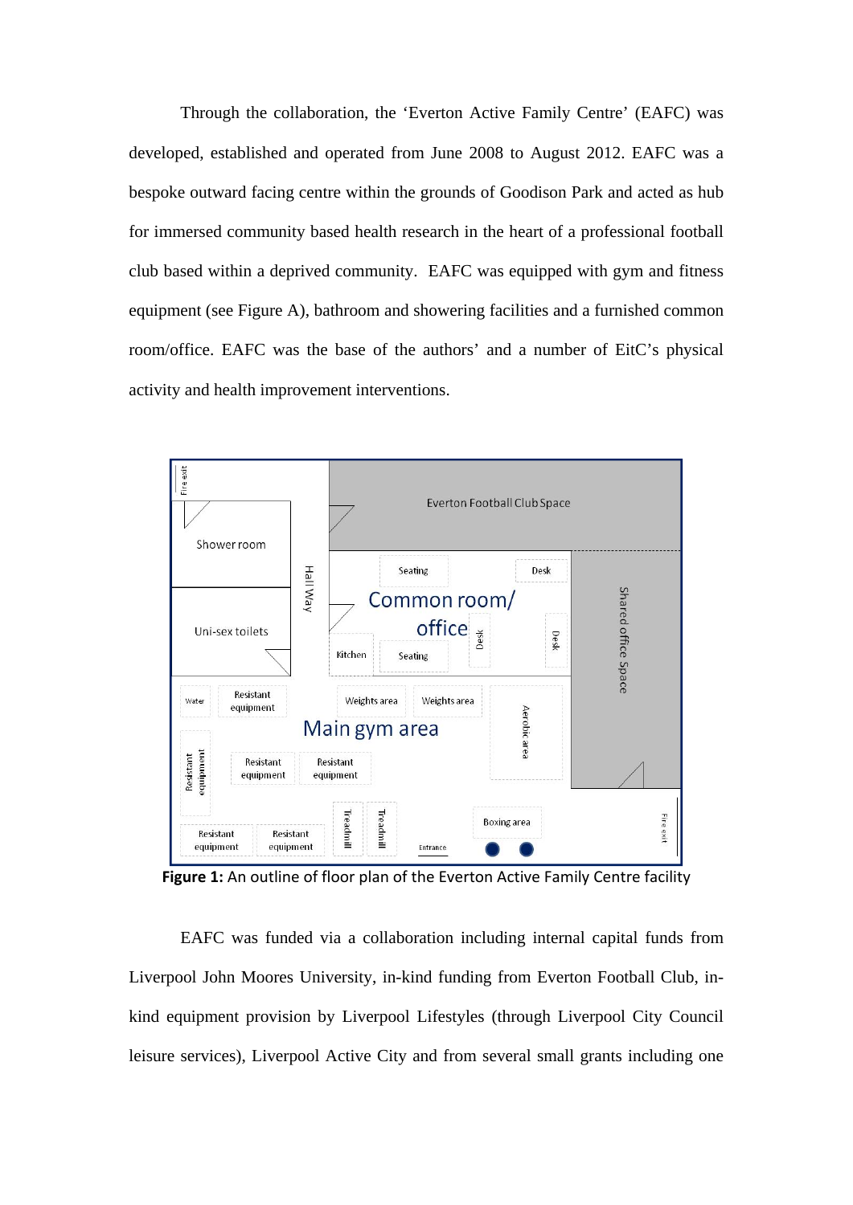Through the collaboration, the 'Everton Active Family Centre' (EAFC) was developed, established and operated from June 2008 to August 2012. EAFC was a bespoke outward facing centre within the grounds of Goodison Park and acted as hub for immersed community based health research in the heart of a professional football club based within a deprived community. EAFC was equipped with gym and fitness equipment (see Figure A), bathroom and showering facilities and a furnished common room/office. EAFC was the base of the authors' and a number of EitC's physical activity and health improvement interventions.

**Figure 1:** An outline of floor plan of the Everton Active Family Centre facility

EAFC was funded via a collaboration including internal capital funds from Liverpool John Moores University, in-kind funding from Everton Football Club, in-kind equipment provision by Liverpool Lifestyles (through Liverpool City Council leisure services), Liverpool Active City and from several small grants including one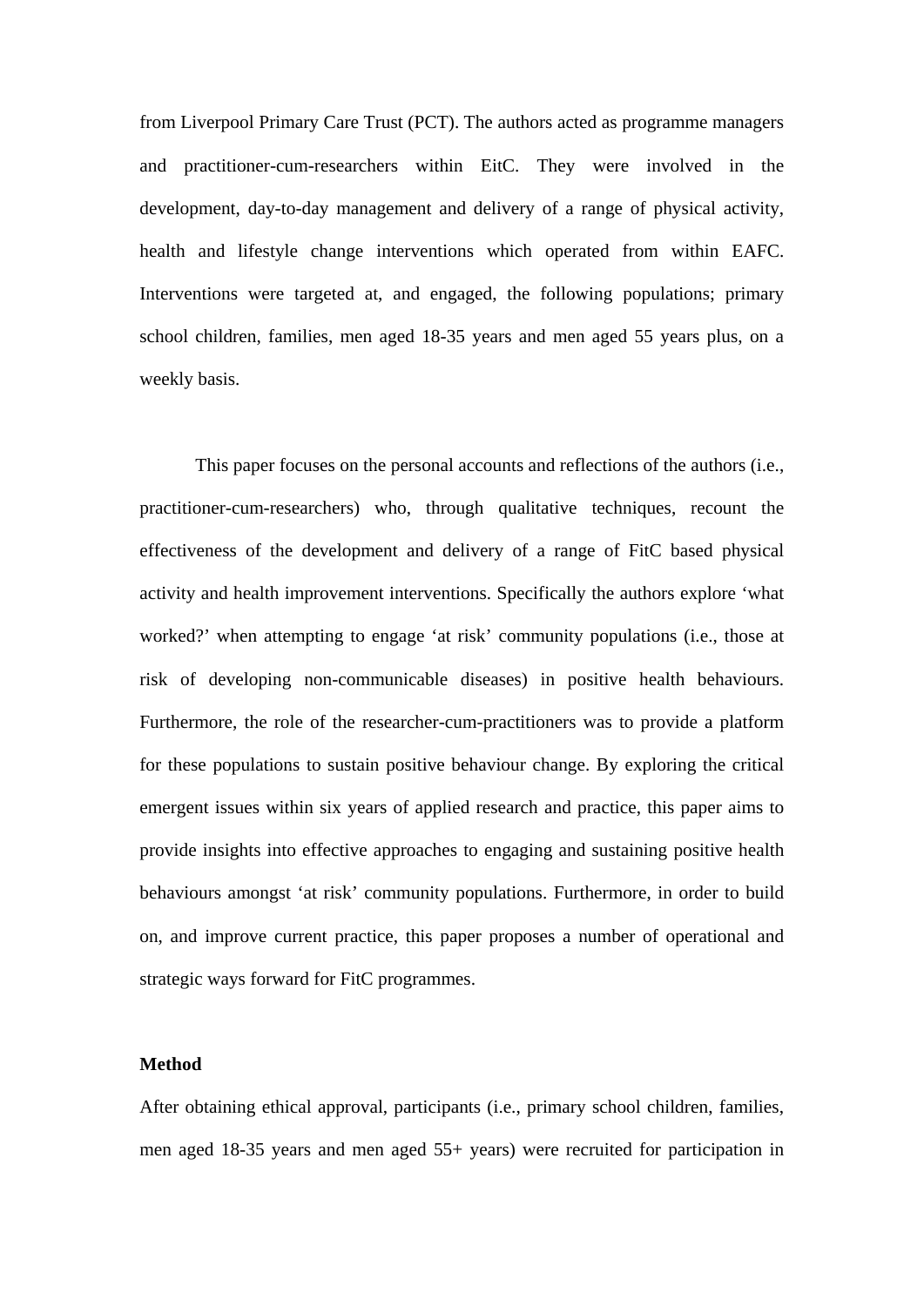from Liverpool Primary Care Trust (PCT). The authors acted as programme managers and practitioner-cum-researchers within EitC. They were involved in the development, day-to-day management and delivery of a range of physical activity, health and lifestyle change interventions which operated from within EAFC. Interventions were targeted at, and engaged, the following populations; primary school children, families, men aged 18-35 years and men aged 55 years plus, on a weekly basis.

This paper focuses on the personal accounts and reflections of the authors (i.e., practitioner-cum-researchers) who, through qualitative techniques, recount the effectiveness of the development and delivery of a range of FitC based physical activity and health improvement interventions. Specifically the authors explore 'what worked?' when attempting to engage 'at risk' community populations (i.e., those at risk of developing non-communicable diseases) in positive health behaviours. Furthermore, the role of the researcher-cum-practitioners was to provide a platform for these populations to sustain positive behaviour change. By exploring the critical emergent issues within six years of applied research and practice, this paper aims to provide insights into effective approaches to engaging and sustaining positive health behaviours amongst 'at risk' community populations. Furthermore, in order to build on, and improve current practice, this paper proposes a number of operational and strategic ways forward for FitC programmes.

**Method**

After obtaining ethical approval, participants (i.e., primary school children, families, men aged 18-35 years and men aged 55+ years) were recruited for participation in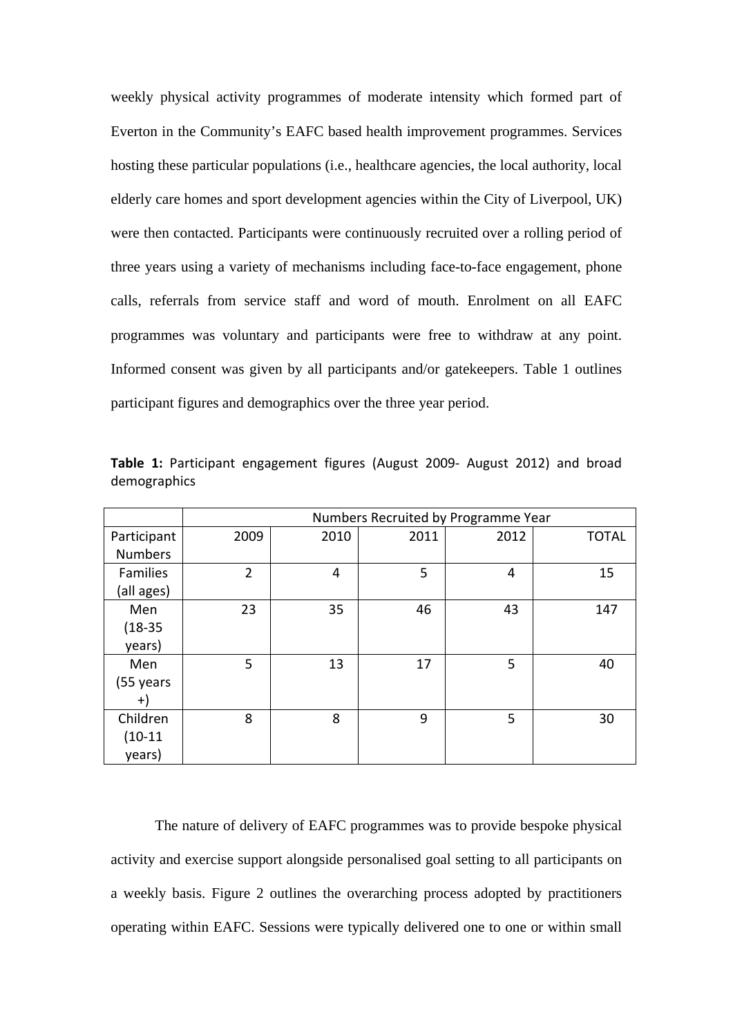weekly physical activity programmes of moderate intensity which formed part of Everton in the Community's EAFC based health improvement programmes. Services hosting these particular populations (i.e., healthcare agencies, the local authority, local elderly care homes and sport development agencies within the City of Liverpool, UK) were then contacted. Participants were continuously recruited over a rolling period of three years using a variety of mechanisms including face-to-face engagement, phone calls, referrals from service staff and word of mouth. Enrolment on all EAFC programmes was voluntary and participants were free to withdraw at any point. Informed consent was given by all participants and/or gatekeepers. Table 1 outlines participant figures and demographics over the three year period.

**Table 1:** Participant engagement figures (August 2009- August 2012) and broad demographics

| | Numbers Recruited by Programme Year | | | | |
|---|---|---|---|---|---|
| Participant Numbers | 2009 | 2010 | 2011 | 2012 | TOTAL |
| Families (all ages) | 2 | 4 | 5 | 4 | 15 |
| Men (18-35 years) | 23 | 35 | 46 | 43 | 147 |
| Men (55 years +) | 5 | 13 | 17 | 5 | 40 |
| Children (10-11 years) | 8 | 8 | 9 | 5 | 30 |

The nature of delivery of EAFC programmes was to provide bespoke physical activity and exercise support alongside personalised goal setting to all participants on a weekly basis. Figure 2 outlines the overarching process adopted by practitioners operating within EAFC. Sessions were typically delivered one to one or within small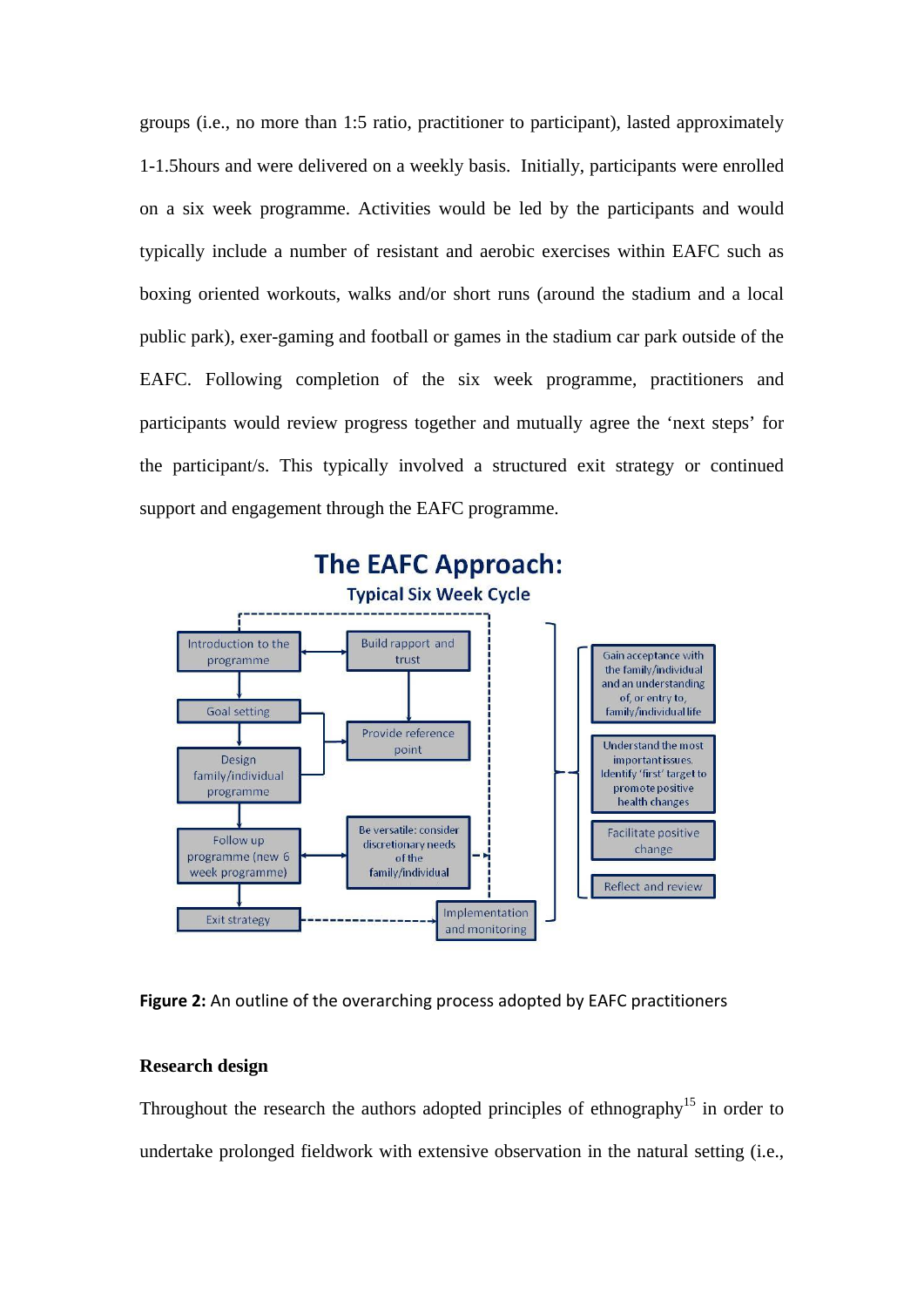groups (i.e., no more than 1:5 ratio, practitioner to participant), lasted approximately 1-1.5hours and were delivered on a weekly basis. Initially, participants were enrolled on a six week programme. Activities would be led by the participants and would typically include a number of resistant and aerobic exercises within EAFC such as boxing oriented workouts, walks and/or short runs (around the stadium and a local public park), exer-gaming and football or games in the stadium car park outside of the EAFC. Following completion of the six week programme, practitioners and participants would review progress together and mutually agree the 'next steps' for the participant/s. This typically involved a structured exit strategy or continued support and engagement through the EAFC programme.

**The EAFC Approach:**
**Typical Six Week Cycle**

Introduction to the programme → Goal setting → Design family/individual programme → Follow up programme (new 6 week programme) → Exit strategy

Build rapport and trust → Provide reference point

Be versatile: consider discretionary needs of the family/individual

Implementation and monitoring

Gain acceptance with the family/individual and an understanding of, or entry to, family/individual life

Understand the most important issues. Identify 'first' target to promote positive health changes

Facilitate positive change

Reflect and review

**Figure 2:** An outline of the overarching process adopted by EAFC practitioners

### Research design

Throughout the research the authors adopted principles of ethnography[15] in order to undertake prolonged fieldwork with extensive observation in the natural setting (i.e.,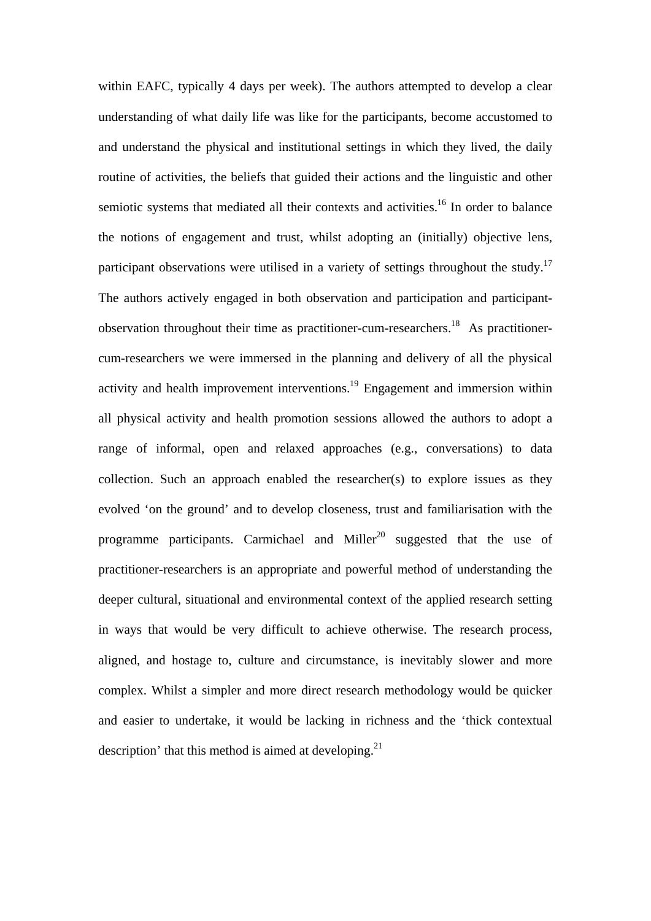within EAFC, typically 4 days per week). The authors attempted to develop a clear understanding of what daily life was like for the participants, become accustomed to and understand the physical and institutional settings in which they lived, the daily routine of activities, the beliefs that guided their actions and the linguistic and other semiotic systems that mediated all their contexts and activities.[16] In order to balance the notions of engagement and trust, whilst adopting an (initially) objective lens, participant observations were utilised in a variety of settings throughout the study.[17] The authors actively engaged in both observation and participation and participant-observation throughout their time as practitioner-cum-researchers.[18] As practitioner-cum-researchers we were immersed in the planning and delivery of all the physical activity and health improvement interventions.[19] Engagement and immersion within all physical activity and health promotion sessions allowed the authors to adopt a range of informal, open and relaxed approaches (e.g., conversations) to data collection. Such an approach enabled the researcher(s) to explore issues as they evolved 'on the ground' and to develop closeness, trust and familiarisation with the programme participants. Carmichael and Miller[20] suggested that the use of practitioner-researchers is an appropriate and powerful method of understanding the deeper cultural, situational and environmental context of the applied research setting in ways that would be very difficult to achieve otherwise. The research process, aligned, and hostage to, culture and circumstance, is inevitably slower and more complex. Whilst a simpler and more direct research methodology would be quicker and easier to undertake, it would be lacking in richness and the 'thick contextual description' that this method is aimed at developing.[21]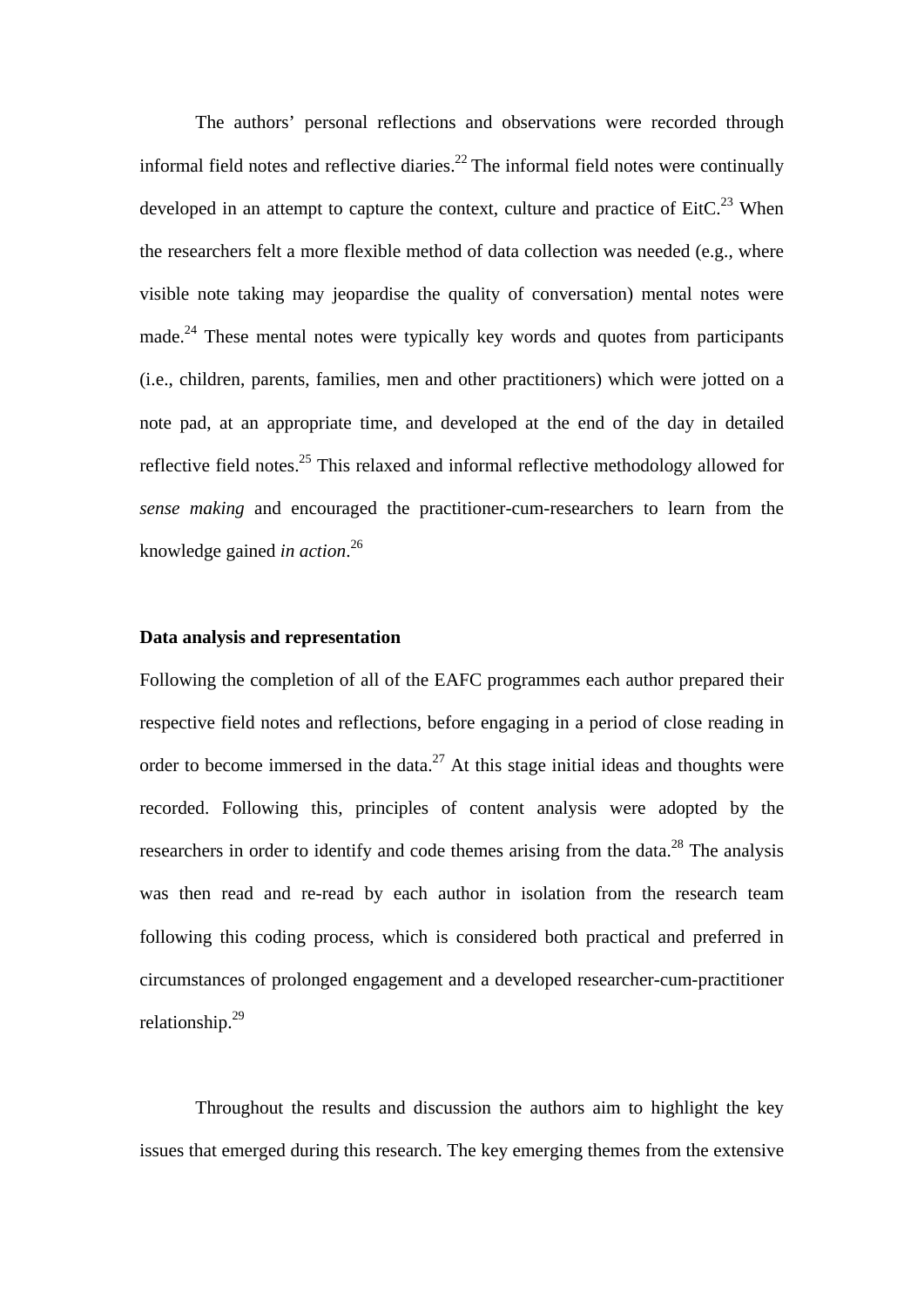The authors' personal reflections and observations were recorded through informal field notes and reflective diaries.[22] The informal field notes were continually developed in an attempt to capture the context, culture and practice of EitC.[23] When the researchers felt a more flexible method of data collection was needed (e.g., where visible note taking may jeopardise the quality of conversation) mental notes were made.[24] These mental notes were typically key words and quotes from participants (i.e., children, parents, families, men and other practitioners) which were jotted on a note pad, at an appropriate time, and developed at the end of the day in detailed reflective field notes.[25] This relaxed and informal reflective methodology allowed for *sense making* and encouraged the practitioner-cum-researchers to learn from the knowledge gained *in action*.[26]

**Data analysis and representation**

Following the completion of all of the EAFC programmes each author prepared their respective field notes and reflections, before engaging in a period of close reading in order to become immersed in the data.[27] At this stage initial ideas and thoughts were recorded. Following this, principles of content analysis were adopted by the researchers in order to identify and code themes arising from the data.[28] The analysis was then read and re-read by each author in isolation from the research team following this coding process, which is considered both practical and preferred in circumstances of prolonged engagement and a developed researcher-cum-practitioner relationship.[29]

Throughout the results and discussion the authors aim to highlight the key issues that emerged during this research. The key emerging themes from the extensive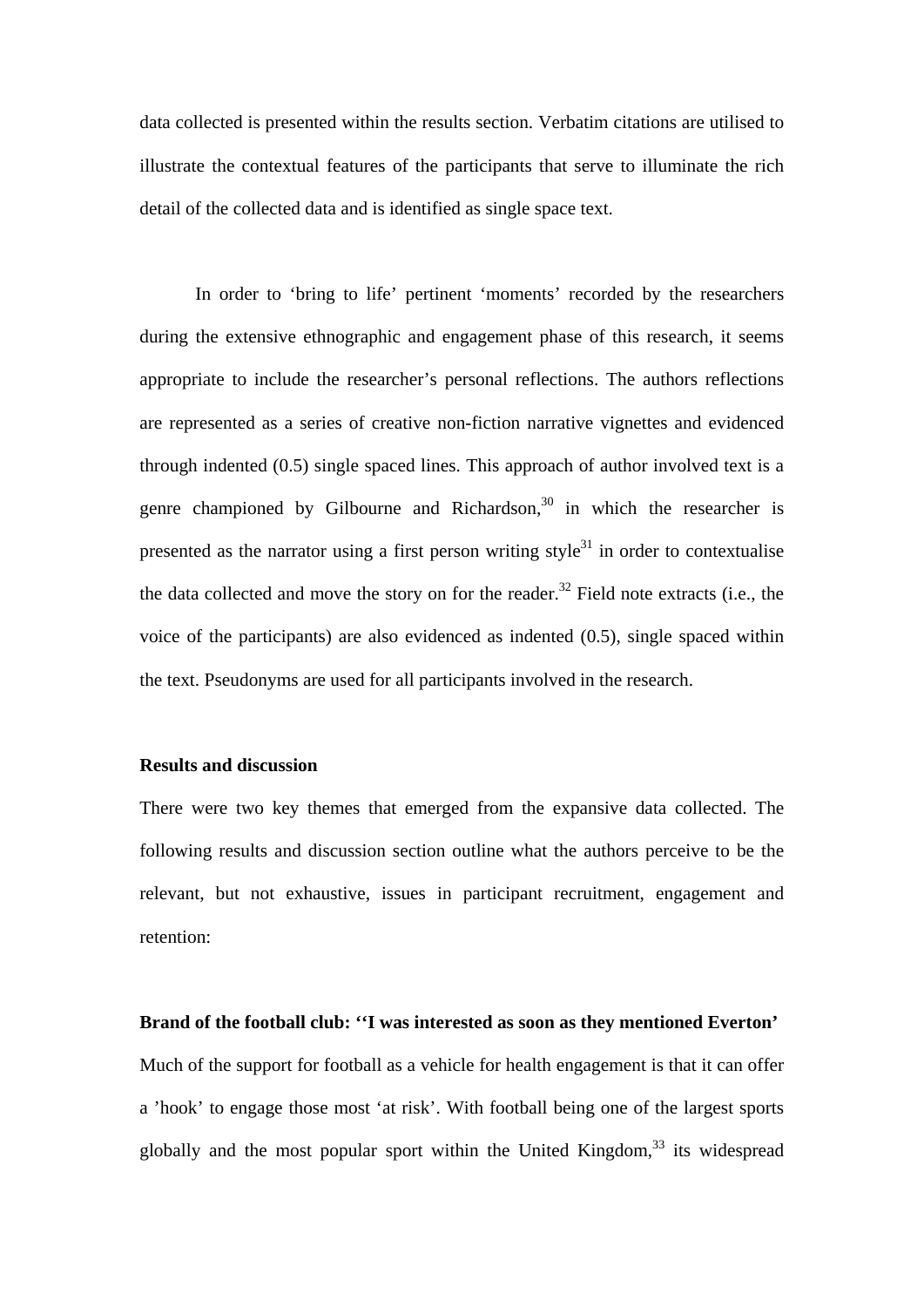data collected is presented within the results section. Verbatim citations are utilised to illustrate the contextual features of the participants that serve to illuminate the rich detail of the collected data and is identified as single space text.

In order to 'bring to life' pertinent 'moments' recorded by the researchers during the extensive ethnographic and engagement phase of this research, it seems appropriate to include the researcher's personal reflections. The authors reflections are represented as a series of creative non-fiction narrative vignettes and evidenced through indented (0.5) single spaced lines. This approach of author involved text is a genre championed by Gilbourne and Richardson,[30] in which the researcher is presented as the narrator using a first person writing style[31] in order to contextualise the data collected and move the story on for the reader.[32] Field note extracts (i.e., the voice of the participants) are also evidenced as indented (0.5), single spaced within the text. Pseudonyms are used for all participants involved in the research.

**Results and discussion**

There were two key themes that emerged from the expansive data collected. The following results and discussion section outline what the authors perceive to be the relevant, but not exhaustive, issues in participant recruitment, engagement and retention:

**Brand of the football club: ''I was interested as soon as they mentioned Everton'**

Much of the support for football as a vehicle for health engagement is that it can offer a 'hook' to engage those most 'at risk'. With football being one of the largest sports globally and the most popular sport within the United Kingdom,[33] its widespread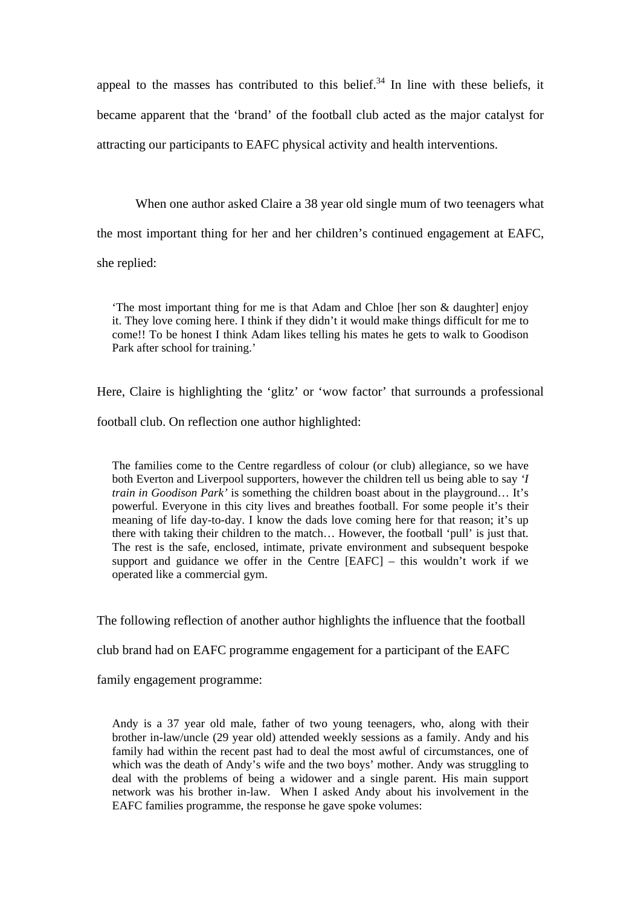appeal to the masses has contributed to this belief.[34] In line with these beliefs, it became apparent that the 'brand' of the football club acted as the major catalyst for attracting our participants to EAFC physical activity and health interventions.

When one author asked Claire a 38 year old single mum of two teenagers what the most important thing for her and her children's continued engagement at EAFC, she replied:

> 'The most important thing for me is that Adam and Chloe [her son & daughter] enjoy it. They love coming here. I think if they didn't it would make things difficult for me to come!! To be honest I think Adam likes telling his mates he gets to walk to Goodison Park after school for training.'

Here, Claire is highlighting the 'glitz' or 'wow factor' that surrounds a professional football club. On reflection one author highlighted:

> The families come to the Centre regardless of colour (or club) allegiance, so we have both Everton and Liverpool supporters, however the children tell us being able to say *'I train in Goodison Park'* is something the children boast about in the playground… It's powerful. Everyone in this city lives and breathes football. For some people it's their meaning of life day-to-day. I know the dads love coming here for that reason; it's up there with taking their children to the match… However, the football 'pull' is just that. The rest is the safe, enclosed, intimate, private environment and subsequent bespoke support and guidance we offer in the Centre [EAFC] – this wouldn't work if we operated like a commercial gym.

The following reflection of another author highlights the influence that the football club brand had on EAFC programme engagement for a participant of the EAFC family engagement programme:

> Andy is a 37 year old male, father of two young teenagers, who, along with their brother in-law/uncle (29 year old) attended weekly sessions as a family. Andy and his family had within the recent past had to deal the most awful of circumstances, one of which was the death of Andy's wife and the two boys' mother. Andy was struggling to deal with the problems of being a widower and a single parent. His main support network was his brother in-law. When I asked Andy about his involvement in the EAFC families programme, the response he gave spoke volumes: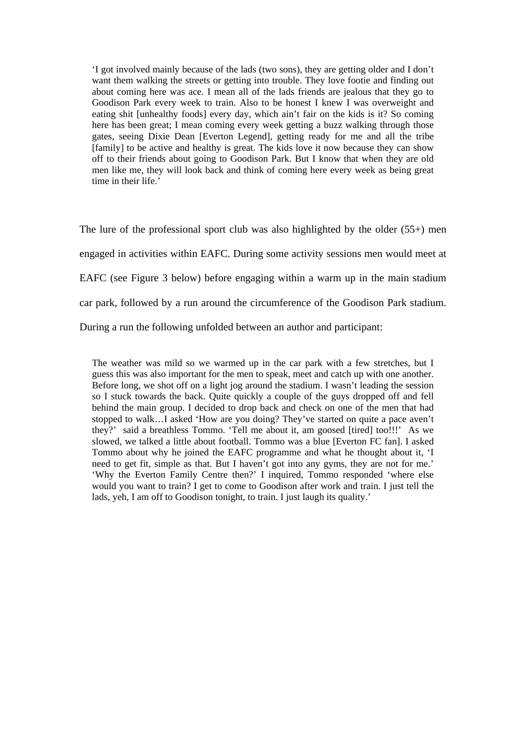> 'I got involved mainly because of the lads (two sons), they are getting older and I don't want them walking the streets or getting into trouble. They love footie and finding out about coming here was ace. I mean all of the lads friends are jealous that they go to Goodison Park every week to train. Also to be honest I knew I was overweight and eating shit [unhealthy foods] every day, which ain't fair on the kids is it? So coming here has been great; I mean coming every week getting a buzz walking through those gates, seeing Dixie Dean [Everton Legend], getting ready for me and all the tribe [family] to be active and healthy is great. The kids love it now because they can show off to their friends about going to Goodison Park. But I know that when they are old men like me, they will look back and think of coming here every week as being great time in their life.'

The lure of the professional sport club was also highlighted by the older (55+) men engaged in activities within EAFC. During some activity sessions men would meet at EAFC (see Figure 3 below) before engaging within a warm up in the main stadium car park, followed by a run around the circumference of the Goodison Park stadium. During a run the following unfolded between an author and participant:

> The weather was mild so we warmed up in the car park with a few stretches, but I guess this was also important for the men to speak, meet and catch up with one another. Before long, we shot off on a light jog around the stadium. I wasn't leading the session so I stuck towards the back. Quite quickly a couple of the guys dropped off and fell behind the main group. I decided to drop back and check on one of the men that had stopped to walk…I asked 'How are you doing? They've started on quite a pace aven't they?' said a breathless Tommo. 'Tell me about it, am goosed [tired] too!!!' As we slowed, we talked a little about football. Tommo was a blue [Everton FC fan]. I asked Tommo about why he joined the EAFC programme and what he thought about it, 'I need to get fit, simple as that. But I haven't got into any gyms, they are not for me.' 'Why the Everton Family Centre then?' I inquired, Tommo responded 'where else would you want to train? I get to come to Goodison after work and train. I just tell the lads, yeh, I am off to Goodison tonight, to train. I just laugh its quality.'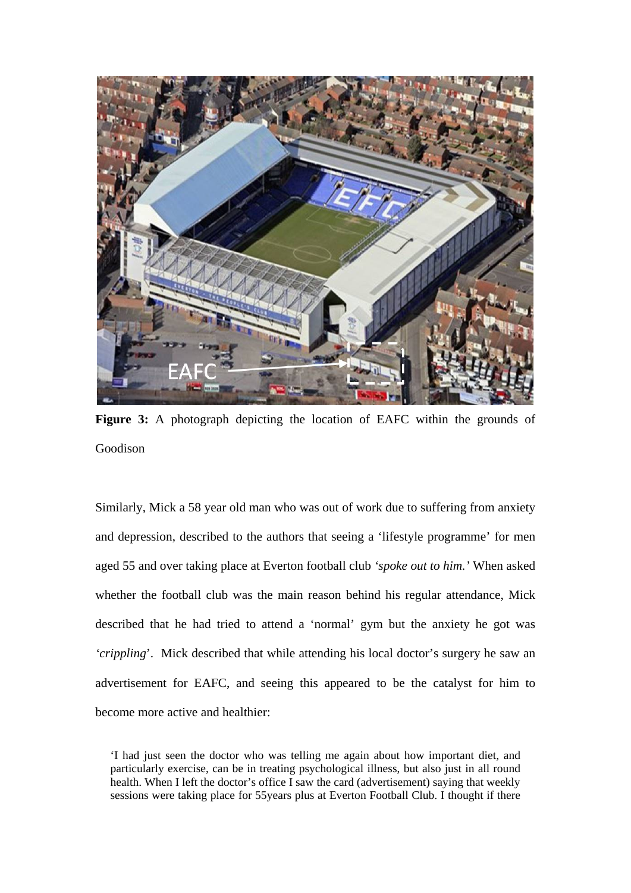**Figure 3:** A photograph depicting the location of EAFC within the grounds of Goodison

Similarly, Mick a 58 year old man who was out of work due to suffering from anxiety and depression, described to the authors that seeing a 'lifestyle programme' for men aged 55 and over taking place at Everton football club '*spoke out to him.'* When asked whether the football club was the main reason behind his regular attendance, Mick described that he had tried to attend a 'normal' gym but the anxiety he got was '*crippling*'. Mick described that while attending his local doctor's surgery he saw an advertisement for EAFC, and seeing this appeared to be the catalyst for him to become more active and healthier:

> 'I had just seen the doctor who was telling me again about how important diet, and particularly exercise, can be in treating psychological illness, but also just in all round health. When I left the doctor's office I saw the card (advertisement) saying that weekly sessions were taking place for 55years plus at Everton Football Club. I thought if there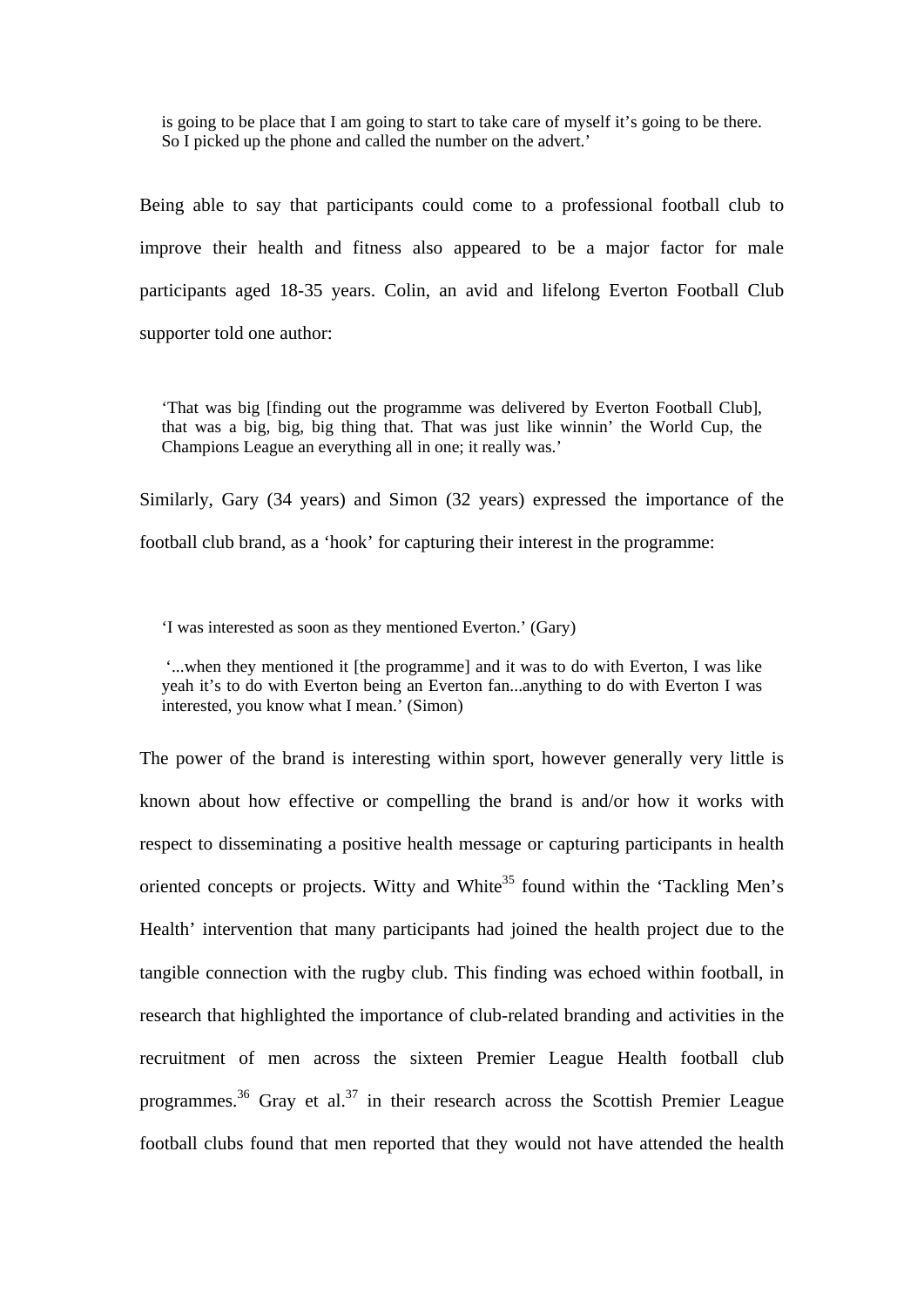> is going to be place that I am going to start to take care of myself it's going to be there. So I picked up the phone and called the number on the advert.'

Being able to say that participants could come to a professional football club to improve their health and fitness also appeared to be a major factor for male participants aged 18-35 years. Colin, an avid and lifelong Everton Football Club supporter told one author:

> 'That was big [finding out the programme was delivered by Everton Football Club], that was a big, big, big thing that. That was just like winnin' the World Cup, the Champions League an everything all in one; it really was.'

Similarly, Gary (34 years) and Simon (32 years) expressed the importance of the football club brand, as a 'hook' for capturing their interest in the programme:

> 'I was interested as soon as they mentioned Everton.' (Gary)
>
> '...when they mentioned it [the programme] and it was to do with Everton, I was like yeah it's to do with Everton being an Everton fan...anything to do with Everton I was interested, you know what I mean.' (Simon)

The power of the brand is interesting within sport, however generally very little is known about how effective or compelling the brand is and/or how it works with respect to disseminating a positive health message or capturing participants in health oriented concepts or projects. Witty and White[35] found within the 'Tackling Men's Health' intervention that many participants had joined the health project due to the tangible connection with the rugby club. This finding was echoed within football, in research that highlighted the importance of club-related branding and activities in the recruitment of men across the sixteen Premier League Health football club programmes.[36] Gray et al.[37] in their research across the Scottish Premier League football clubs found that men reported that they would not have attended the health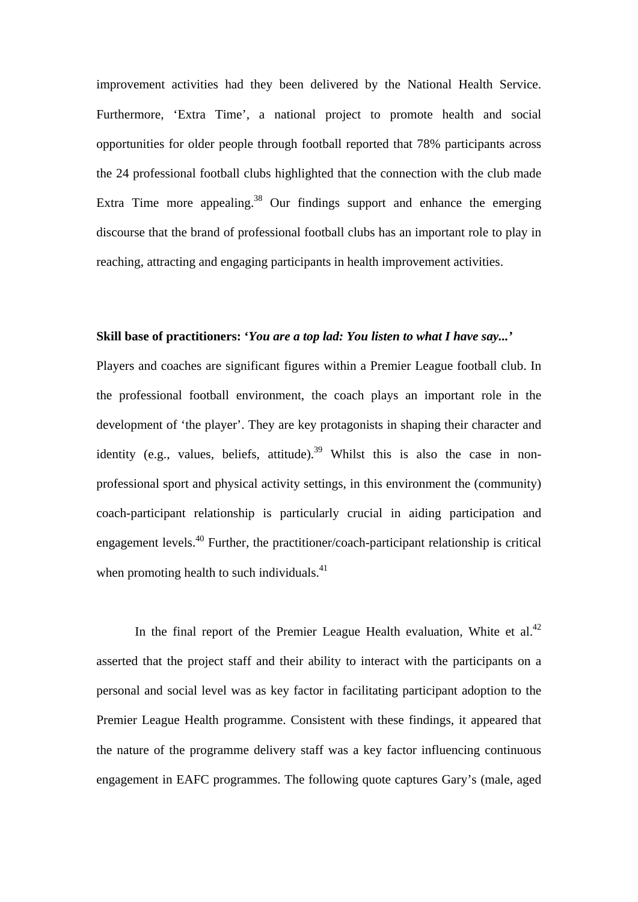improvement activities had they been delivered by the National Health Service. Furthermore, 'Extra Time', a national project to promote health and social opportunities for older people through football reported that 78% participants across the 24 professional football clubs highlighted that the connection with the club made Extra Time more appealing.[38] Our findings support and enhance the emerging discourse that the brand of professional football clubs has an important role to play in reaching, attracting and engaging participants in health improvement activities.

**Skill base of practitioners: '*You are a top lad: You listen to what I have say...*'**

Players and coaches are significant figures within a Premier League football club. In the professional football environment, the coach plays an important role in the development of 'the player'. They are key protagonists in shaping their character and identity (e.g., values, beliefs, attitude).[39] Whilst this is also the case in non-professional sport and physical activity settings, in this environment the (community) coach-participant relationship is particularly crucial in aiding participation and engagement levels.[40] Further, the practitioner/coach-participant relationship is critical when promoting health to such individuals.[41]

In the final report of the Premier League Health evaluation, White et al.[42] asserted that the project staff and their ability to interact with the participants on a personal and social level was as key factor in facilitating participant adoption to the Premier League Health programme. Consistent with these findings, it appeared that the nature of the programme delivery staff was a key factor influencing continuous engagement in EAFC programmes. The following quote captures Gary's (male, aged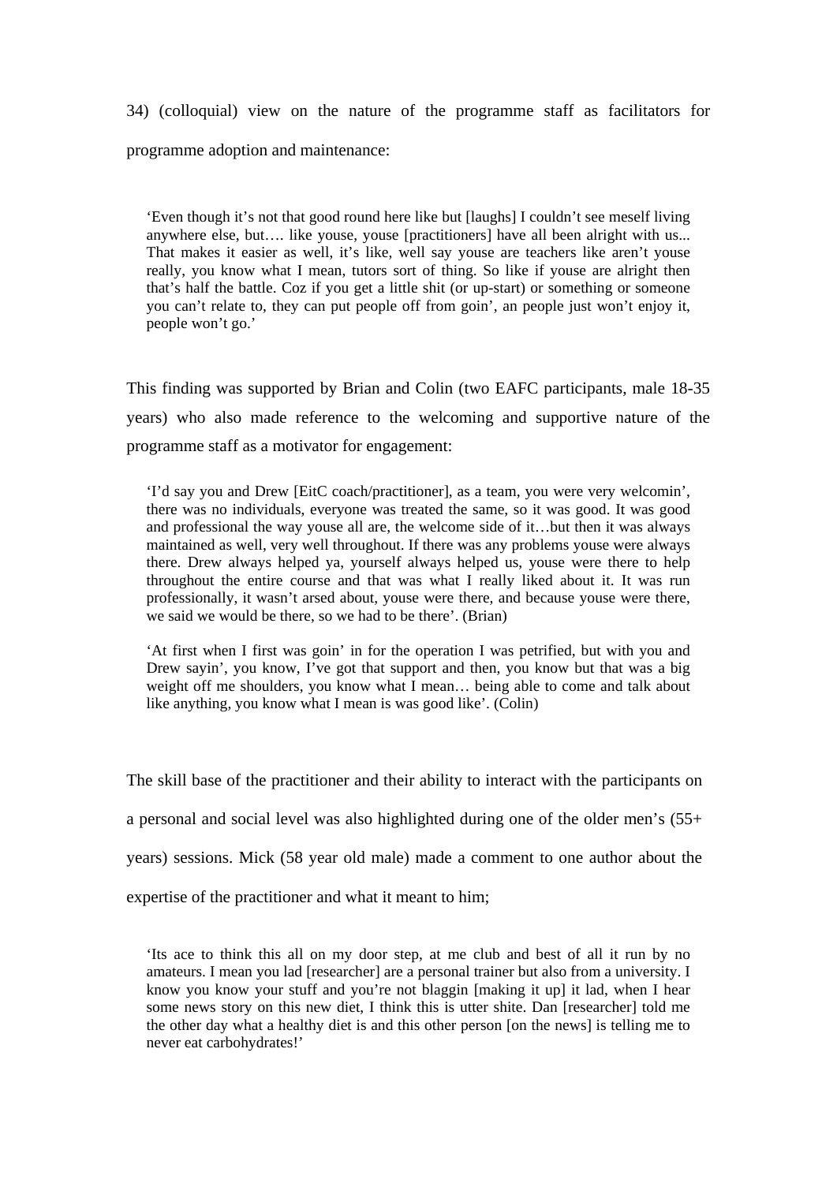34) (colloquial) view on the nature of the programme staff as facilitators for programme adoption and maintenance:

> 'Even though it's not that good round here like but [laughs] I couldn't see meself living anywhere else, but…. like youse, youse [practitioners] have all been alright with us... That makes it easier as well, it's like, well say youse are teachers like aren't youse really, you know what I mean, tutors sort of thing. So like if youse are alright then that's half the battle. Coz if you get a little shit (or up-start) or something or someone you can't relate to, they can put people off from goin', an people just won't enjoy it, people won't go.'

This finding was supported by Brian and Colin (two EAFC participants, male 18-35 years) who also made reference to the welcoming and supportive nature of the programme staff as a motivator for engagement:

> 'I'd say you and Drew [EitC coach/practitioner], as a team, you were very welcomin', there was no individuals, everyone was treated the same, so it was good. It was good and professional the way youse all are, the welcome side of it…but then it was always maintained as well, very well throughout. If there was any problems youse were always there. Drew always helped ya, yourself always helped us, youse were there to help throughout the entire course and that was what I really liked about it. It was run professionally, it wasn't arsed about, youse were there, and because youse were there, we said we would be there, so we had to be there'. (Brian)

> 'At first when I first was goin' in for the operation I was petrified, but with you and Drew sayin', you know, I've got that support and then, you know but that was a big weight off me shoulders, you know what I mean… being able to come and talk about like anything, you know what I mean is was good like'. (Colin)

The skill base of the practitioner and their ability to interact with the participants on a personal and social level was also highlighted during one of the older men's (55+ years) sessions. Mick (58 year old male) made a comment to one author about the expertise of the practitioner and what it meant to him;

> 'Its ace to think this all on my door step, at me club and best of all it run by no amateurs. I mean you lad [researcher] are a personal trainer but also from a university. I know you know your stuff and you're not blaggin [making it up] it lad, when I hear some news story on this new diet, I think this is utter shite. Dan [researcher] told me the other day what a healthy diet is and this other person [on the news] is telling me to never eat carbohydrates!'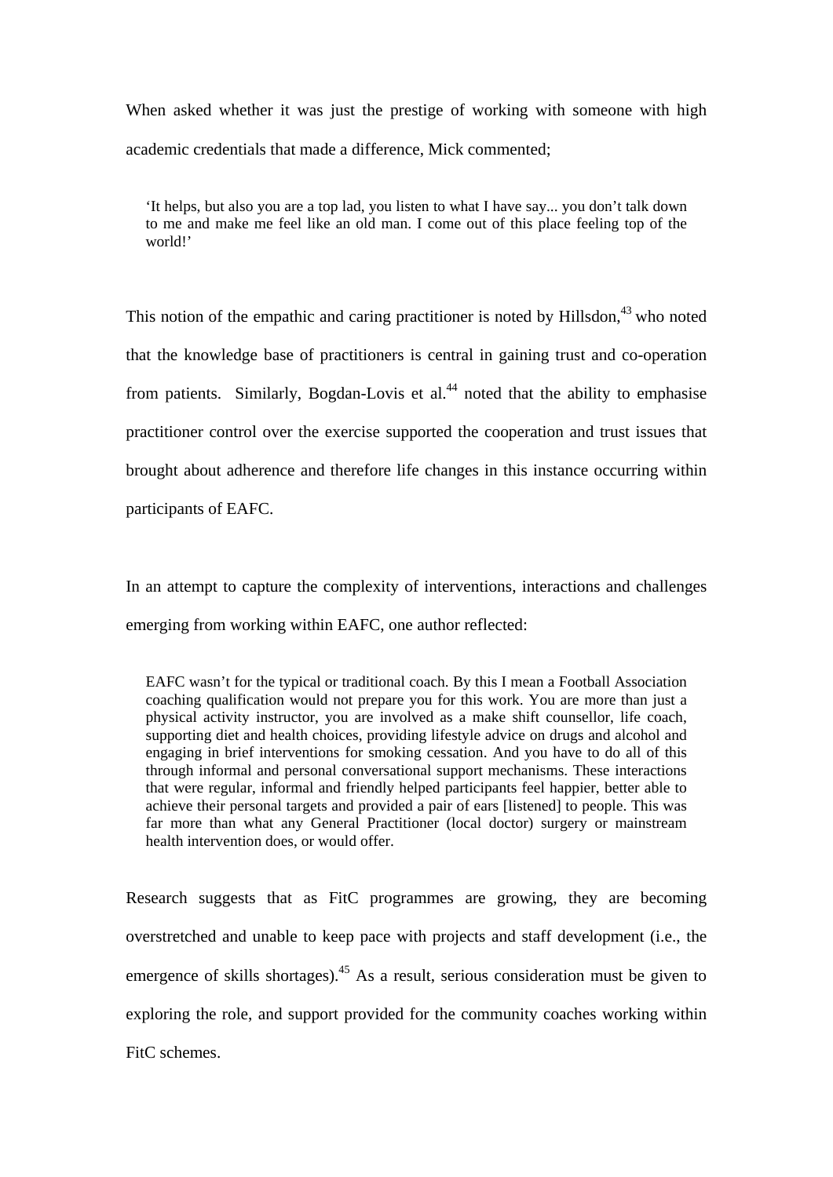When asked whether it was just the prestige of working with someone with high academic credentials that made a difference, Mick commented;

> 'It helps, but also you are a top lad, you listen to what I have say... you don't talk down to me and make me feel like an old man. I come out of this place feeling top of the world!'

This notion of the empathic and caring practitioner is noted by Hillsdon,[43] who noted that the knowledge base of practitioners is central in gaining trust and co-operation from patients. Similarly, Bogdan-Lovis et al.[44] noted that the ability to emphasise practitioner control over the exercise supported the cooperation and trust issues that brought about adherence and therefore life changes in this instance occurring within participants of EAFC.

In an attempt to capture the complexity of interventions, interactions and challenges emerging from working within EAFC, one author reflected:

> EAFC wasn't for the typical or traditional coach. By this I mean a Football Association coaching qualification would not prepare you for this work. You are more than just a physical activity instructor, you are involved as a make shift counsellor, life coach, supporting diet and health choices, providing lifestyle advice on drugs and alcohol and engaging in brief interventions for smoking cessation. And you have to do all of this through informal and personal conversational support mechanisms. These interactions that were regular, informal and friendly helped participants feel happier, better able to achieve their personal targets and provided a pair of ears [listened] to people. This was far more than what any General Practitioner (local doctor) surgery or mainstream health intervention does, or would offer.

Research suggests that as FitC programmes are growing, they are becoming overstretched and unable to keep pace with projects and staff development (i.e., the emergence of skills shortages).[45] As a result, serious consideration must be given to exploring the role, and support provided for the community coaches working within FitC schemes.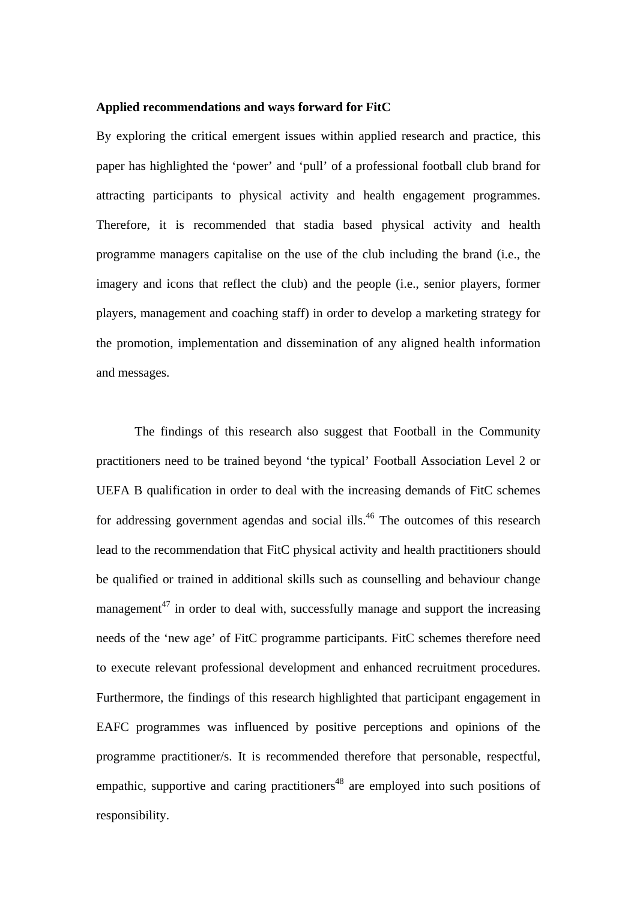**Applied recommendations and ways forward for FitC**

By exploring the critical emergent issues within applied research and practice, this paper has highlighted the 'power' and 'pull' of a professional football club brand for attracting participants to physical activity and health engagement programmes. Therefore, it is recommended that stadia based physical activity and health programme managers capitalise on the use of the club including the brand (i.e., the imagery and icons that reflect the club) and the people (i.e., senior players, former players, management and coaching staff) in order to develop a marketing strategy for the promotion, implementation and dissemination of any aligned health information and messages.

The findings of this research also suggest that Football in the Community practitioners need to be trained beyond 'the typical' Football Association Level 2 or UEFA B qualification in order to deal with the increasing demands of FitC schemes for addressing government agendas and social ills.[46] The outcomes of this research lead to the recommendation that FitC physical activity and health practitioners should be qualified or trained in additional skills such as counselling and behaviour change management[47] in order to deal with, successfully manage and support the increasing needs of the 'new age' of FitC programme participants. FitC schemes therefore need to execute relevant professional development and enhanced recruitment procedures. Furthermore, the findings of this research highlighted that participant engagement in EAFC programmes was influenced by positive perceptions and opinions of the programme practitioner/s. It is recommended therefore that personable, respectful, empathic, supportive and caring practitioners[48] are employed into such positions of responsibility.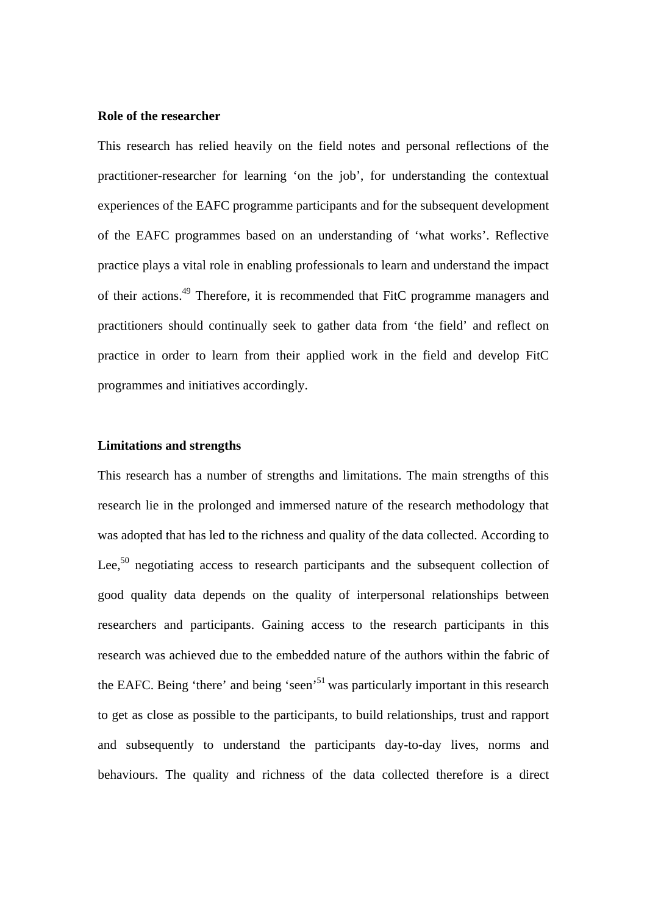**Role of the researcher**

This research has relied heavily on the field notes and personal reflections of the practitioner-researcher for learning ‘on the job’, for understanding the contextual experiences of the EAFC programme participants and for the subsequent development of the EAFC programmes based on an understanding of ‘what works’. Reflective practice plays a vital role in enabling professionals to learn and understand the impact of their actions.[49] Therefore, it is recommended that FitC programme managers and practitioners should continually seek to gather data from ‘the field’ and reflect on practice in order to learn from their applied work in the field and develop FitC programmes and initiatives accordingly.

**Limitations and strengths**

This research has a number of strengths and limitations. The main strengths of this research lie in the prolonged and immersed nature of the research methodology that was adopted that has led to the richness and quality of the data collected. According to Lee,[50] negotiating access to research participants and the subsequent collection of good quality data depends on the quality of interpersonal relationships between researchers and participants. Gaining access to the research participants in this research was achieved due to the embedded nature of the authors within the fabric of the EAFC. Being ‘there’ and being ‘seen’[51] was particularly important in this research to get as close as possible to the participants, to build relationships, trust and rapport and subsequently to understand the participants day-to-day lives, norms and behaviours. The quality and richness of the data collected therefore is a direct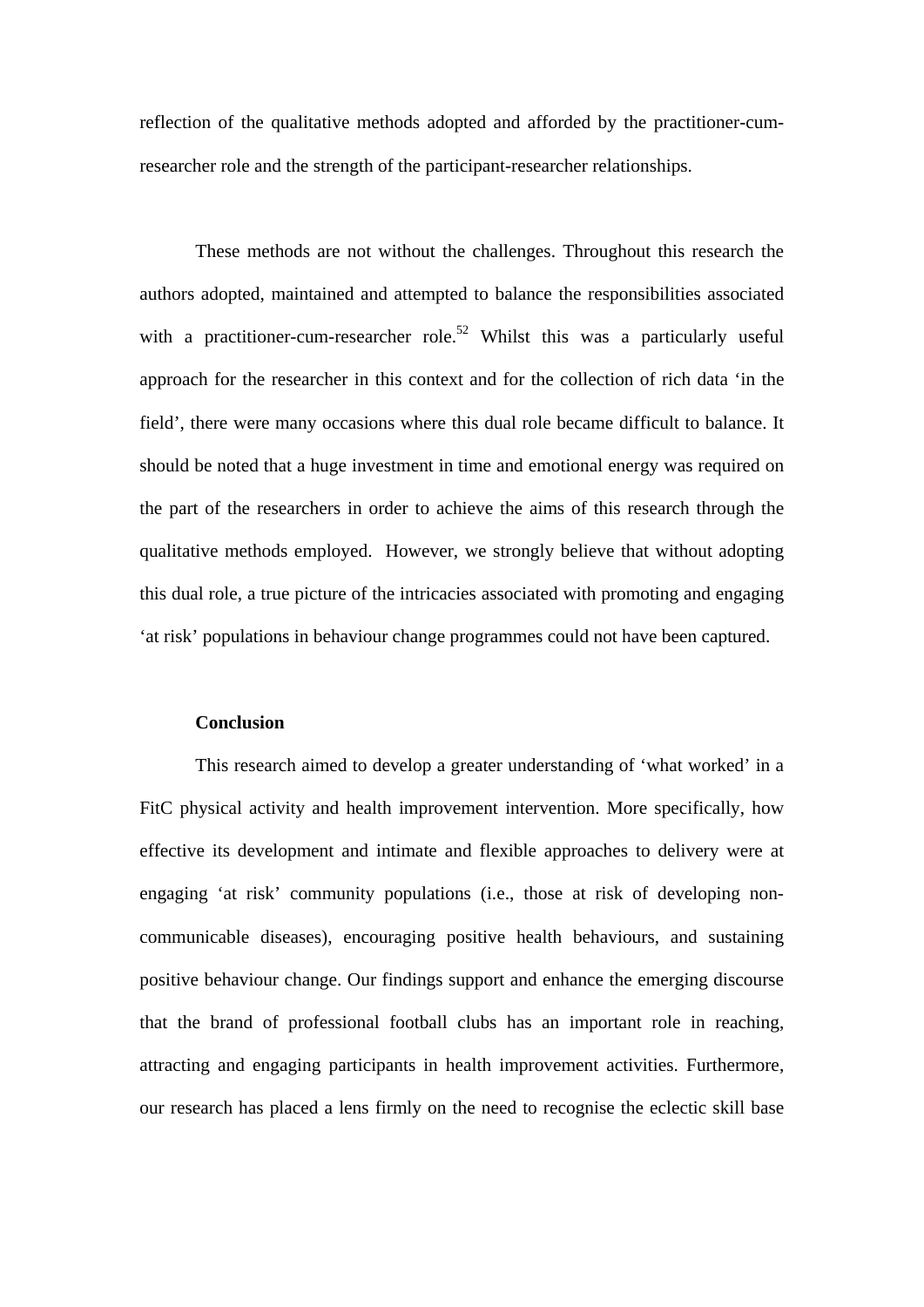reflection of the qualitative methods adopted and afforded by the practitioner-cum-researcher role and the strength of the participant-researcher relationships.

These methods are not without the challenges. Throughout this research the authors adopted, maintained and attempted to balance the responsibilities associated with a practitioner-cum-researcher role.[52] Whilst this was a particularly useful approach for the researcher in this context and for the collection of rich data 'in the field', there were many occasions where this dual role became difficult to balance. It should be noted that a huge investment in time and emotional energy was required on the part of the researchers in order to achieve the aims of this research through the qualitative methods employed. However, we strongly believe that without adopting this dual role, a true picture of the intricacies associated with promoting and engaging 'at risk' populations in behaviour change programmes could not have been captured.

## Conclusion

This research aimed to develop a greater understanding of 'what worked' in a FitC physical activity and health improvement intervention. More specifically, how effective its development and intimate and flexible approaches to delivery were at engaging 'at risk' community populations (i.e., those at risk of developing non-communicable diseases), encouraging positive health behaviours, and sustaining positive behaviour change. Our findings support and enhance the emerging discourse that the brand of professional football clubs has an important role in reaching, attracting and engaging participants in health improvement activities. Furthermore, our research has placed a lens firmly on the need to recognise the eclectic skill base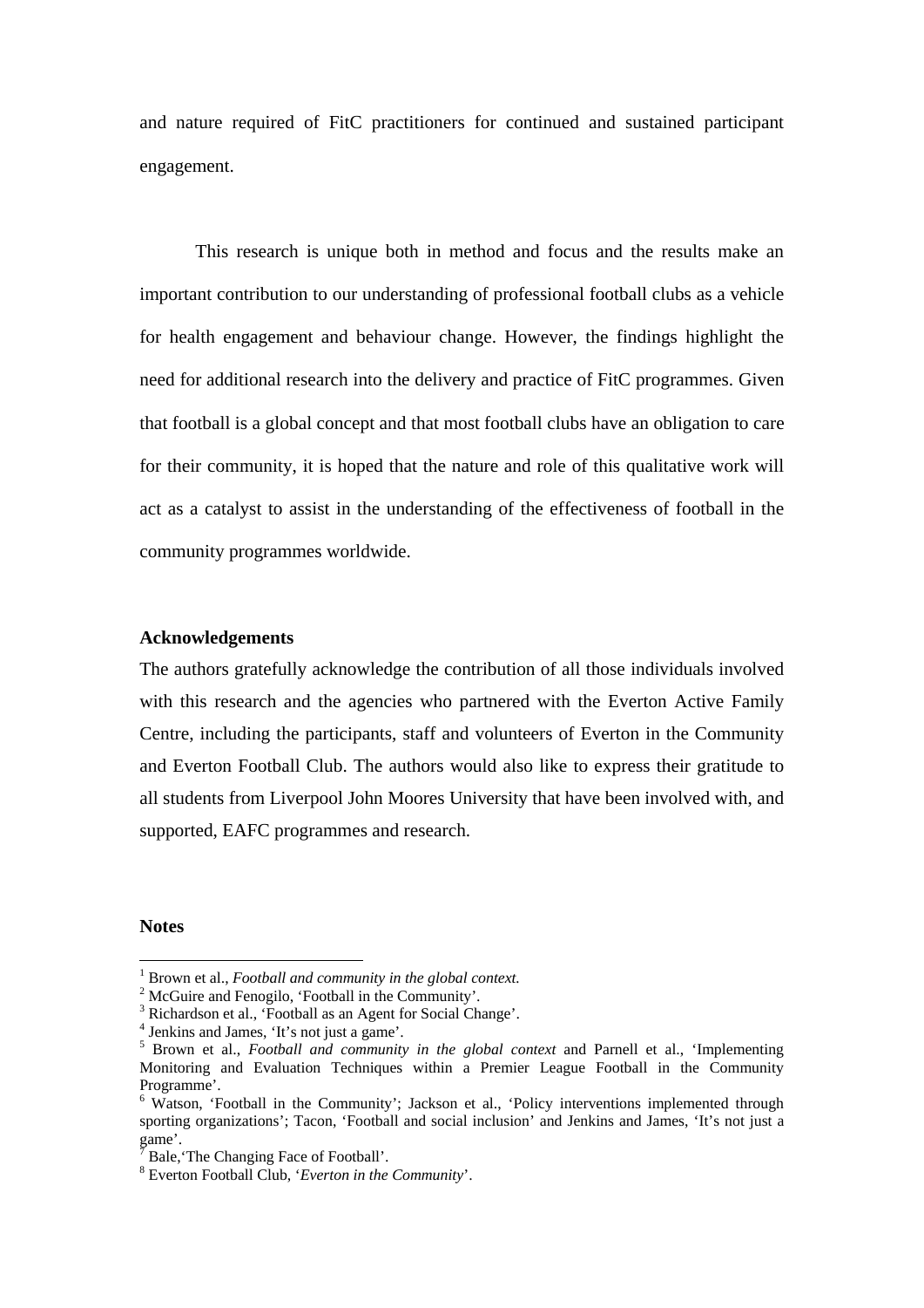and nature required of FitC practitioners for continued and sustained participant engagement.

This research is unique both in method and focus and the results make an important contribution to our understanding of professional football clubs as a vehicle for health engagement and behaviour change. However, the findings highlight the need for additional research into the delivery and practice of FitC programmes. Given that football is a global concept and that most football clubs have an obligation to care for their community, it is hoped that the nature and role of this qualitative work will act as a catalyst to assist in the understanding of the effectiveness of football in the community programmes worldwide.

**Acknowledgements**

The authors gratefully acknowledge the contribution of all those individuals involved with this research and the agencies who partnered with the Everton Active Family Centre, including the participants, staff and volunteers of Everton in the Community and Everton Football Club. The authors would also like to express their gratitude to all students from Liverpool John Moores University that have been involved with, and supported, EAFC programmes and research.

**Notes**

[1] Brown et al., *Football and community in the global context.*

[2] McGuire and Fenogilo, 'Football in the Community'.

[3] Richardson et al., 'Football as an Agent for Social Change'.

[4] Jenkins and James, 'It's not just a game'.

[5] Brown et al., *Football and community in the global context* and Parnell et al., 'Implementing Monitoring and Evaluation Techniques within a Premier League Football in the Community Programme'.

[6] Watson, 'Football in the Community'; Jackson et al., 'Policy interventions implemented through sporting organizations'; Tacon, 'Football and social inclusion' and Jenkins and James, 'It's not just a game'.

[7] Bale,'The Changing Face of Football'.

[8] Everton Football Club, '*Everton in the Community*'.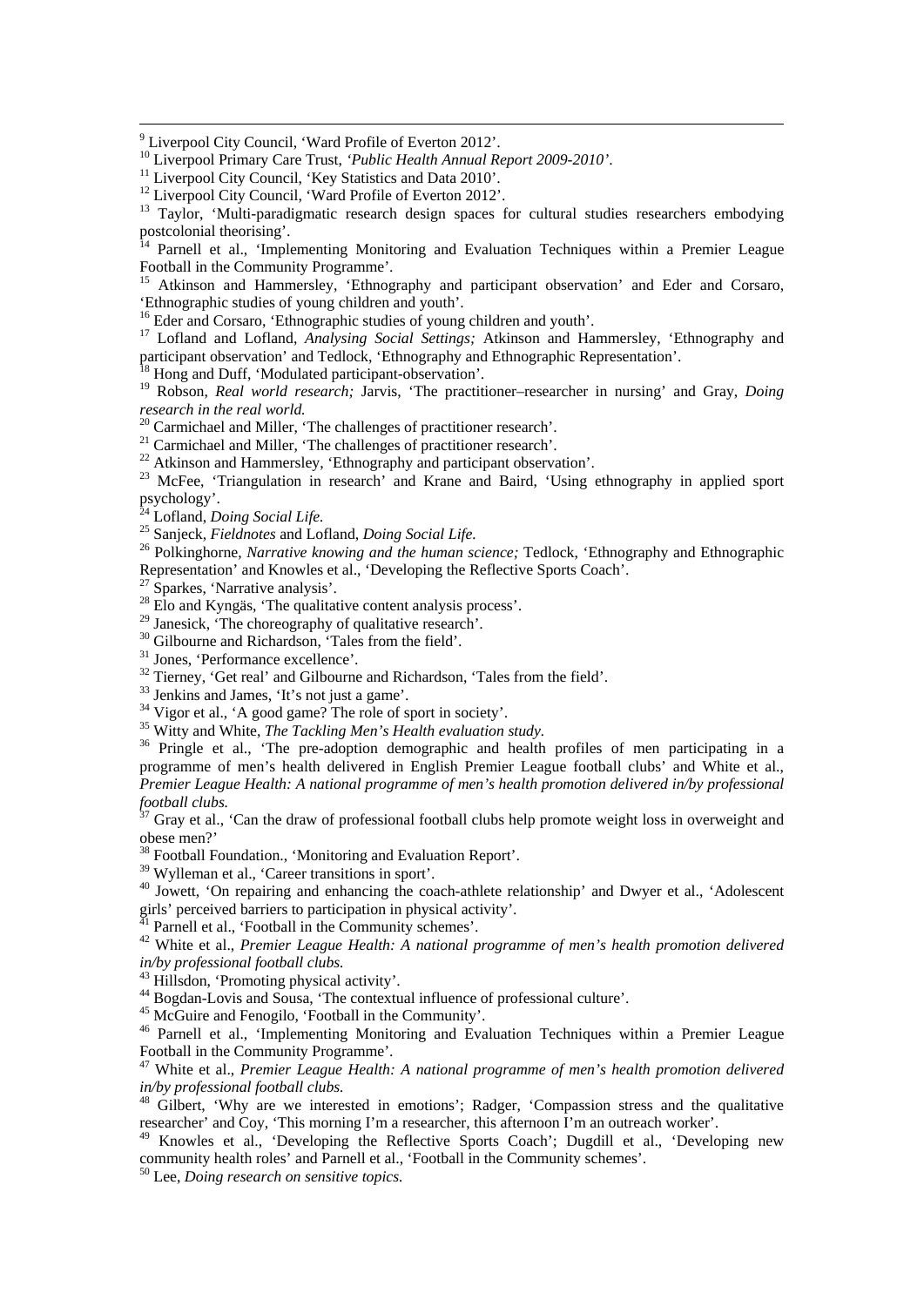[9] Liverpool City Council, 'Ward Profile of Everton 2012'.

[10] Liverpool Primary Care Trust, *'Public Health Annual Report 2009-2010'*.

[11] Liverpool City Council, 'Key Statistics and Data 2010'.

[12] Liverpool City Council, 'Ward Profile of Everton 2012'.

[13] Taylor, 'Multi-paradigmatic research design spaces for cultural studies researchers embodying postcolonial theorising'.

[14] Parnell et al., 'Implementing Monitoring and Evaluation Techniques within a Premier League Football in the Community Programme'.

[15] Atkinson and Hammersley, 'Ethnography and participant observation' and Eder and Corsaro, 'Ethnographic studies of young children and youth'.

[16] Eder and Corsaro, 'Ethnographic studies of young children and youth'.

[17] Lofland and Lofland, *Analysing Social Settings;* Atkinson and Hammersley, 'Ethnography and participant observation' and Tedlock, 'Ethnography and Ethnographic Representation'.

[18] Hong and Duff, 'Modulated participant-observation'.

[19] Robson, *Real world research;* Jarvis, 'The practitioner–researcher in nursing' and Gray, *Doing research in the real world.*

[20] Carmichael and Miller, 'The challenges of practitioner research'.

[21] Carmichael and Miller, 'The challenges of practitioner research'.

[22] Atkinson and Hammersley, 'Ethnography and participant observation'.

[23] McFee, 'Triangulation in research' and Krane and Baird, 'Using ethnography in applied sport psychology'.

[24] Lofland, *Doing Social Life.*

[25] Sanjeck, *Fieldnotes* and Lofland, *Doing Social Life.*

[26] Polkinghorne, *Narrative knowing and the human science;* Tedlock, 'Ethnography and Ethnographic Representation' and Knowles et al., 'Developing the Reflective Sports Coach'.

[27] Sparkes, 'Narrative analysis'.

[28] Elo and Kyngäs, 'The qualitative content analysis process'.

[29] Janesick, 'The choreography of qualitative research'.

[30] Gilbourne and Richardson, 'Tales from the field'.

[31] Jones, 'Performance excellence'.

[32] Tierney, 'Get real' and Gilbourne and Richardson, 'Tales from the field'.

[33] Jenkins and James, 'It's not just a game'.

[34] Vigor et al., 'A good game? The role of sport in society'.

[35] Witty and White, *The Tackling Men's Health evaluation study.*

[36] Pringle et al., 'The pre-adoption demographic and health profiles of men participating in a programme of men's health delivered in English Premier League football clubs' and White et al., *Premier League Health: A national programme of men's health promotion delivered in/by professional football clubs.*

[37] Gray et al., 'Can the draw of professional football clubs help promote weight loss in overweight and obese men?'

[38] Football Foundation., 'Monitoring and Evaluation Report'.

[39] Wylleman et al., 'Career transitions in sport'.

[40] Jowett, 'On repairing and enhancing the coach-athlete relationship' and Dwyer et al., 'Adolescent girls' perceived barriers to participation in physical activity'.

[41] Parnell et al., 'Football in the Community schemes'.

[42] White et al., *Premier League Health: A national programme of men's health promotion delivered in/by professional football clubs.*

[43] Hillsdon, 'Promoting physical activity'.

[44] Bogdan-Lovis and Sousa, 'The contextual influence of professional culture'.

[45] McGuire and Fenogilo, 'Football in the Community'.

[46] Parnell et al., 'Implementing Monitoring and Evaluation Techniques within a Premier League Football in the Community Programme'.

[47] White et al., *Premier League Health: A national programme of men's health promotion delivered in/by professional football clubs.*

[48] Gilbert, 'Why are we interested in emotions'; Radger, 'Compassion stress and the qualitative researcher' and Coy, 'This morning I'm a researcher, this afternoon I'm an outreach worker'.

[49] Knowles et al., 'Developing the Reflective Sports Coach'; Dugdill et al., 'Developing new community health roles' and Parnell et al., 'Football in the Community schemes'.

[50] Lee, *Doing research on sensitive topics.*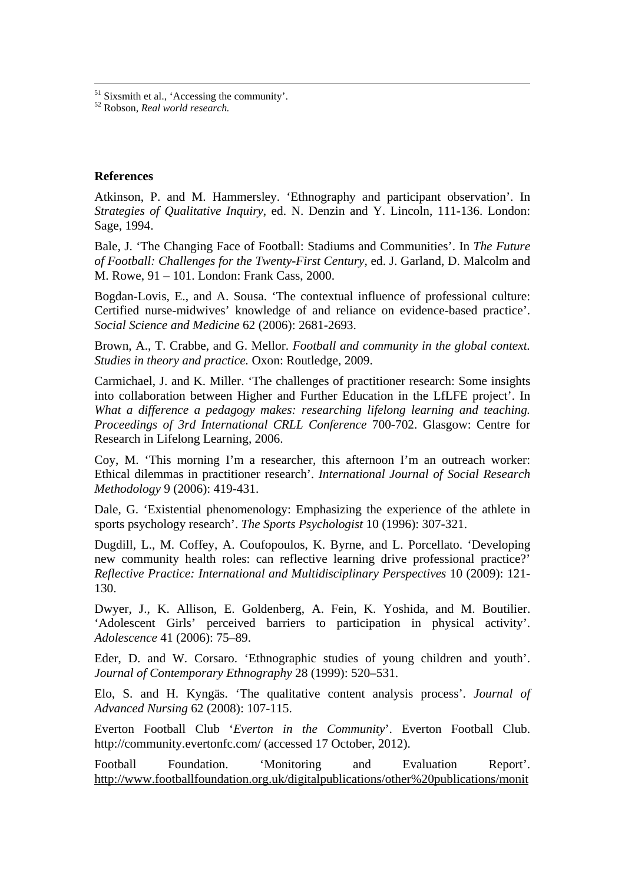[51] Sixsmith et al., 'Accessing the community'.
[52] Robson, *Real world research.*

**References**

Atkinson, P. and M. Hammersley. 'Ethnography and participant observation'. In *Strategies of Qualitative Inquiry*, ed. N. Denzin and Y. Lincoln, 111-136. London: Sage, 1994.

Bale, J. 'The Changing Face of Football: Stadiums and Communities'. In *The Future of Football: Challenges for the Twenty-First Century*, ed. J. Garland, D. Malcolm and M. Rowe, 91 – 101. London: Frank Cass, 2000.

Bogdan-Lovis, E., and A. Sousa. 'The contextual influence of professional culture: Certified nurse-midwives' knowledge of and reliance on evidence-based practice'. *Social Science and Medicine* 62 (2006): 2681-2693.

Brown, A., T. Crabbe, and G. Mellor. *Football and community in the global context. Studies in theory and practice.* Oxon: Routledge, 2009.

Carmichael, J. and K. Miller. 'The challenges of practitioner research: Some insights into collaboration between Higher and Further Education in the LfLFE project'. In *What a difference a pedagogy makes: researching lifelong learning and teaching. Proceedings of 3rd International CRLL Conference* 700-702. Glasgow: Centre for Research in Lifelong Learning, 2006.

Coy, M. 'This morning I'm a researcher, this afternoon I'm an outreach worker: Ethical dilemmas in practitioner research'. *International Journal of Social Research Methodology* 9 (2006): 419-431.

Dale, G. 'Existential phenomenology: Emphasizing the experience of the athlete in sports psychology research'. *The Sports Psychologist* 10 (1996): 307-321.

Dugdill, L., M. Coffey, A. Coufopoulos, K. Byrne, and L. Porcellato. 'Developing new community health roles: can reflective learning drive professional practice?' *Reflective Practice: International and Multidisciplinary Perspectives* 10 (2009): 121-130.

Dwyer, J., K. Allison, E. Goldenberg, A. Fein, K. Yoshida, and M. Boutilier. 'Adolescent Girls' perceived barriers to participation in physical activity'. *Adolescence* 41 (2006): 75–89.

Eder, D. and W. Corsaro. 'Ethnographic studies of young children and youth'. *Journal of Contemporary Ethnography* 28 (1999): 520–531.

Elo, S. and H. Kyngäs. 'The qualitative content analysis process'. *Journal of Advanced Nursing* 62 (2008): 107-115.

Everton Football Club '*Everton in the Community*'. Everton Football Club. http://community.evertonfc.com/ (accessed 17 October, 2012).

Football Foundation. 'Monitoring and Evaluation Report'. http://www.footballfoundation.org.uk/digitalpublications/other%20publications/monit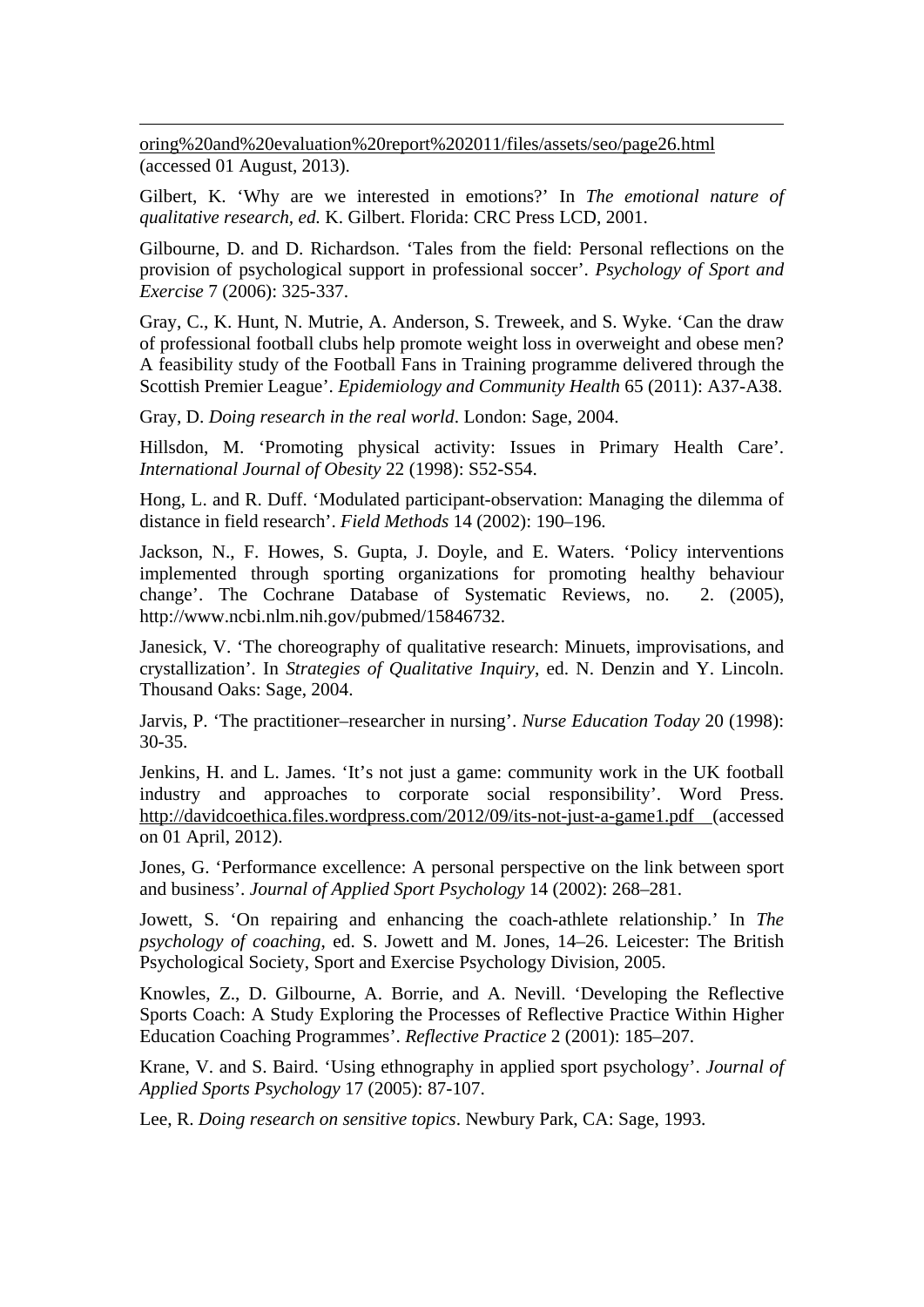oring%20and%20evaluation%20report%202011/files/assets/seo/page26.html (accessed 01 August, 2013).

Gilbert, K. 'Why are we interested in emotions?' In *The emotional nature of qualitative research, ed.* K. Gilbert. Florida: CRC Press LCD, 2001.

Gilbourne, D. and D. Richardson. 'Tales from the field: Personal reflections on the provision of psychological support in professional soccer'. *Psychology of Sport and Exercise* 7 (2006): 325-337.

Gray, C., K. Hunt, N. Mutrie, A. Anderson, S. Treweek, and S. Wyke. 'Can the draw of professional football clubs help promote weight loss in overweight and obese men? A feasibility study of the Football Fans in Training programme delivered through the Scottish Premier League'. *Epidemiology and Community Health* 65 (2011): A37-A38.

Gray, D. *Doing research in the real world*. London: Sage, 2004.

Hillsdon, M. 'Promoting physical activity: Issues in Primary Health Care'. *International Journal of Obesity* 22 (1998): S52-S54.

Hong, L. and R. Duff. 'Modulated participant-observation: Managing the dilemma of distance in field research'. *Field Methods* 14 (2002): 190–196.

Jackson, N., F. Howes, S. Gupta, J. Doyle, and E. Waters. 'Policy interventions implemented through sporting organizations for promoting healthy behaviour change'. The Cochrane Database of Systematic Reviews, no. 2. (2005), http://www.ncbi.nlm.nih.gov/pubmed/15846732.

Janesick, V. 'The choreography of qualitative research: Minuets, improvisations, and crystallization'. In *Strategies of Qualitative Inquiry*, ed. N. Denzin and Y. Lincoln. Thousand Oaks: Sage, 2004.

Jarvis, P. 'The practitioner–researcher in nursing'. *Nurse Education Today* 20 (1998): 30-35.

Jenkins, H. and L. James. 'It's not just a game: community work in the UK football industry and approaches to corporate social responsibility'. Word Press. http://davidcoethica.files.wordpress.com/2012/09/its-not-just-a-game1.pdf (accessed on 01 April, 2012).

Jones, G. 'Performance excellence: A personal perspective on the link between sport and business'. *Journal of Applied Sport Psychology* 14 (2002): 268–281.

Jowett, S. 'On repairing and enhancing the coach-athlete relationship.' In *The psychology of coaching*, ed. S. Jowett and M. Jones, 14–26. Leicester: The British Psychological Society, Sport and Exercise Psychology Division, 2005.

Knowles, Z., D. Gilbourne, A. Borrie, and A. Nevill. 'Developing the Reflective Sports Coach: A Study Exploring the Processes of Reflective Practice Within Higher Education Coaching Programmes'. *Reflective Practice* 2 (2001): 185–207.

Krane, V. and S. Baird. 'Using ethnography in applied sport psychology'. *Journal of Applied Sports Psychology* 17 (2005): 87-107.

Lee, R. *Doing research on sensitive topics*. Newbury Park, CA: Sage, 1993.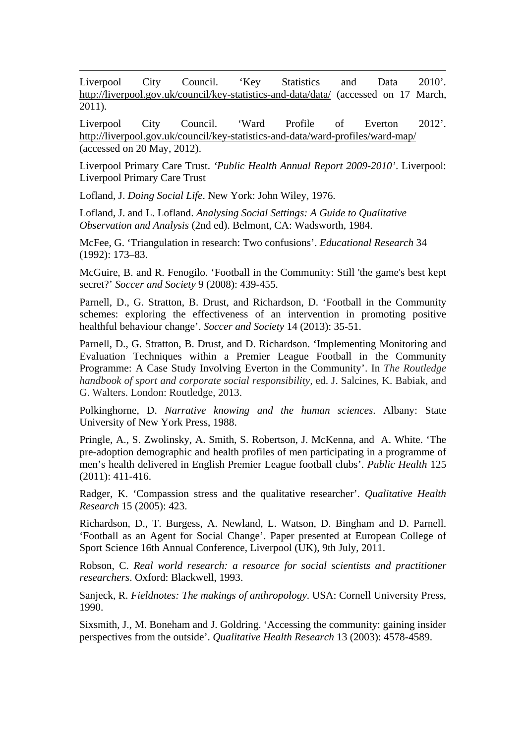Liverpool City Council. 'Key Statistics and Data 2010'. http://liverpool.gov.uk/council/key-statistics-and-data/data/ (accessed on 17 March, 2011).

Liverpool City Council. 'Ward Profile of Everton 2012'. http://liverpool.gov.uk/council/key-statistics-and-data/ward-profiles/ward-map/ (accessed on 20 May, 2012).

Liverpool Primary Care Trust. *'Public Health Annual Report 2009-2010'*. Liverpool: Liverpool Primary Care Trust

Lofland, J. *Doing Social Life*. New York: John Wiley, 1976.

Lofland, J. and L. Lofland. *Analysing Social Settings: A Guide to Qualitative Observation and Analysis* (2nd ed). Belmont, CA: Wadsworth, 1984.

McFee, G. 'Triangulation in research: Two confusions'. *Educational Research* 34 (1992): 173–83.

McGuire, B. and R. Fenogilo. 'Football in the Community: Still 'the game's best kept secret?' *Soccer and Society* 9 (2008): 439-455.

Parnell, D., G. Stratton, B. Drust, and Richardson, D. 'Football in the Community schemes: exploring the effectiveness of an intervention in promoting positive healthful behaviour change'. *Soccer and Society* 14 (2013): 35-51.

Parnell, D., G. Stratton, B. Drust, and D. Richardson. 'Implementing Monitoring and Evaluation Techniques within a Premier League Football in the Community Programme: A Case Study Involving Everton in the Community'. In *The Routledge handbook of sport and corporate social responsibility*, ed. J. Salcines, K. Babiak, and G. Walters. London: Routledge, 2013.

Polkinghorne, D. *Narrative knowing and the human sciences*. Albany: State University of New York Press, 1988.

Pringle, A., S. Zwolinsky, A. Smith, S. Robertson, J. McKenna, and A. White. 'The pre-adoption demographic and health profiles of men participating in a programme of men's health delivered in English Premier League football clubs'. *Public Health* 125 (2011): 411-416.

Radger, K. 'Compassion stress and the qualitative researcher'. *Qualitative Health Research* 15 (2005): 423.

Richardson, D., T. Burgess, A. Newland, L. Watson, D. Bingham and D. Parnell. 'Football as an Agent for Social Change'. Paper presented at European College of Sport Science 16th Annual Conference, Liverpool (UK), 9th July, 2011.

Robson, C. *Real world research: a resource for social scientists and practitioner researchers*. Oxford: Blackwell, 1993.

Sanjeck, R. *Fieldnotes: The makings of anthropology*. USA: Cornell University Press, 1990.

Sixsmith, J., M. Boneham and J. Goldring. 'Accessing the community: gaining insider perspectives from the outside'. *Qualitative Health Research* 13 (2003): 4578-4589.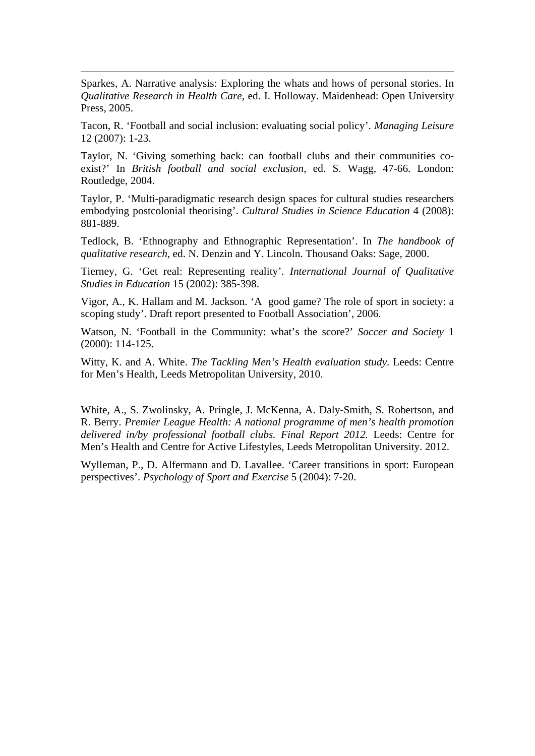Sparkes, A. Narrative analysis: Exploring the whats and hows of personal stories. In *Qualitative Research in Health Care*, ed. I. Holloway. Maidenhead: Open University Press, 2005.

Tacon, R. 'Football and social inclusion: evaluating social policy'. *Managing Leisure* 12 (2007): 1-23.

Taylor, N. 'Giving something back: can football clubs and their communities co-exist?' In *British football and social exclusion*, ed. S. Wagg, 47-66. London: Routledge, 2004.

Taylor, P. 'Multi-paradigmatic research design spaces for cultural studies researchers embodying postcolonial theorising'. *Cultural Studies in Science Education* 4 (2008): 881-889.

Tedlock, B. 'Ethnography and Ethnographic Representation'. In *The handbook of qualitative research*, ed. N. Denzin and Y. Lincoln. Thousand Oaks: Sage, 2000.

Tierney, G. 'Get real: Representing reality'. *International Journal of Qualitative Studies in Education* 15 (2002): 385-398.

Vigor, A., K. Hallam and M. Jackson. 'A good game? The role of sport in society: a scoping study'. Draft report presented to Football Association', 2006.

Watson, N. 'Football in the Community: what's the score?' *Soccer and Society* 1 (2000): 114-125.

Witty, K. and A. White. *The Tackling Men's Health evaluation study*. Leeds: Centre for Men's Health, Leeds Metropolitan University, 2010.

White, A., S. Zwolinsky, A. Pringle, J. McKenna, A. Daly-Smith, S. Robertson, and R. Berry. *Premier League Health: A national programme of men's health promotion delivered in/by professional football clubs. Final Report 2012.* Leeds: Centre for Men's Health and Centre for Active Lifestyles, Leeds Metropolitan University. 2012.

Wylleman, P., D. Alfermann and D. Lavallee. 'Career transitions in sport: European perspectives'. *Psychology of Sport and Exercise* 5 (2004): 7-20.